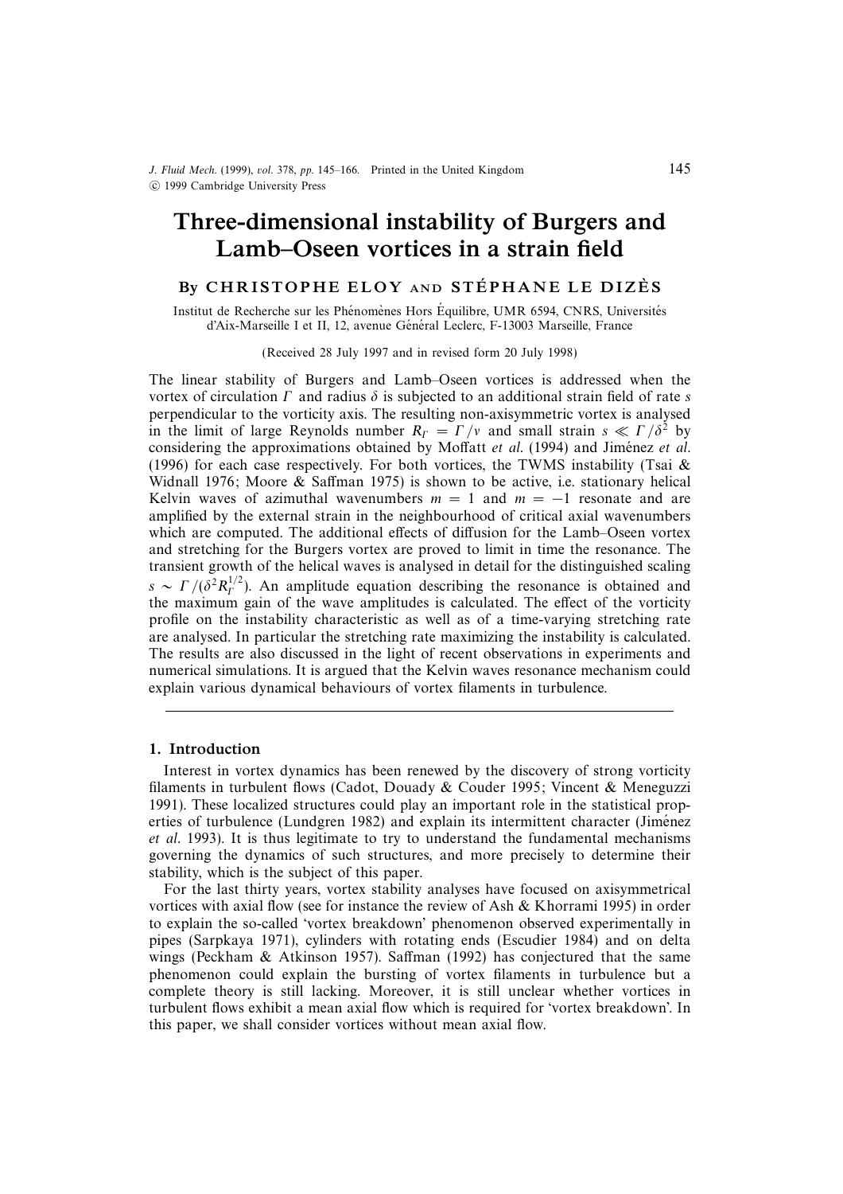# Three-dimensional instability of Burgers and Lamb–Oseen vortices in a strain field

By CHRISTOPHE ELOY AND STÉPHANE LE DIZÈS

Institut de Recherche sur les Phénomènes Hors Équilibre, UMR 6594, CNRS, Universités d'Aix-Marseille I et II, 12, avenue Général Leclerc, F-13003 Marseille, France

(Received 28 July 1997 and in revised form 20 July 1998)

The linear stability of Burgers and Lamb–Oseen vortices is addressed when the vortex of circulation $\Gamma$ and radius $\delta$ is subjected to an additional strain field of rate $s$ perpendicular to the vorticity axis. The resulting non-axisymmetric vortex is analysed in the limit of large Reynolds number $R_\Gamma = \Gamma/\nu$ and small strain $s \ll \Gamma/\delta^2$ by considering the approximations obtained by Moffatt *et al.* (1994) and Jiménez *et al.* (1996) for each case respectively. For both vortices, the TWMS instability (Tsai & Widnall 1976; Moore & Saffman 1975) is shown to be active, i.e. stationary helical Kelvin waves of azimuthal wavenumbers $m = 1$ and $m = -1$ resonate and are amplified by the external strain in the neighbourhood of critical axial wavenumbers which are computed. The additional effects of diffusion for the Lamb–Oseen vortex and stretching for the Burgers vortex are proved to limit in time the resonance. The transient growth of the helical waves is analysed in detail for the distinguished scaling $s \sim \Gamma/(\delta^2 R_\Gamma^{1/2})$. An amplitude equation describing the resonance is obtained and the maximum gain of the wave amplitudes is calculated. The effect of the vorticity profile on the instability characteristic as well as of a time-varying stretching rate are analysed. In particular the stretching rate maximizing the instability is calculated. The results are also discussed in the light of recent observations in experiments and numerical simulations. It is argued that the Kelvin waves resonance mechanism could explain various dynamical behaviours of vortex filaments in turbulence.

## 1. Introduction

Interest in vortex dynamics has been renewed by the discovery of strong vorticity filaments in turbulent flows (Cadot, Douady & Couder 1995; Vincent & Meneguzzi 1991). These localized structures could play an important role in the statistical properties of turbulence (Lundgren 1982) and explain its intermittent character (Jiménez *et al.* 1993). It is thus legitimate to try to understand the fundamental mechanisms governing the dynamics of such structures, and more precisely to determine their stability, which is the subject of this paper.

For the last thirty years, vortex stability analyses have focused on axisymmetrical vortices with axial flow (see for instance the review of Ash & Khorrami 1995) in order to explain the so-called 'vortex breakdown' phenomenon observed experimentally in pipes (Sarpkaya 1971), cylinders with rotating ends (Escudier 1984) and on delta wings (Peckham & Atkinson 1957). Saffman (1992) has conjectured that the same phenomenon could explain the bursting of vortex filaments in turbulence but a complete theory is still lacking. Moreover, it is still unclear whether vortices in turbulent flows exhibit a mean axial flow which is required for 'vortex breakdown'. In this paper, we shall consider vortices without mean axial flow.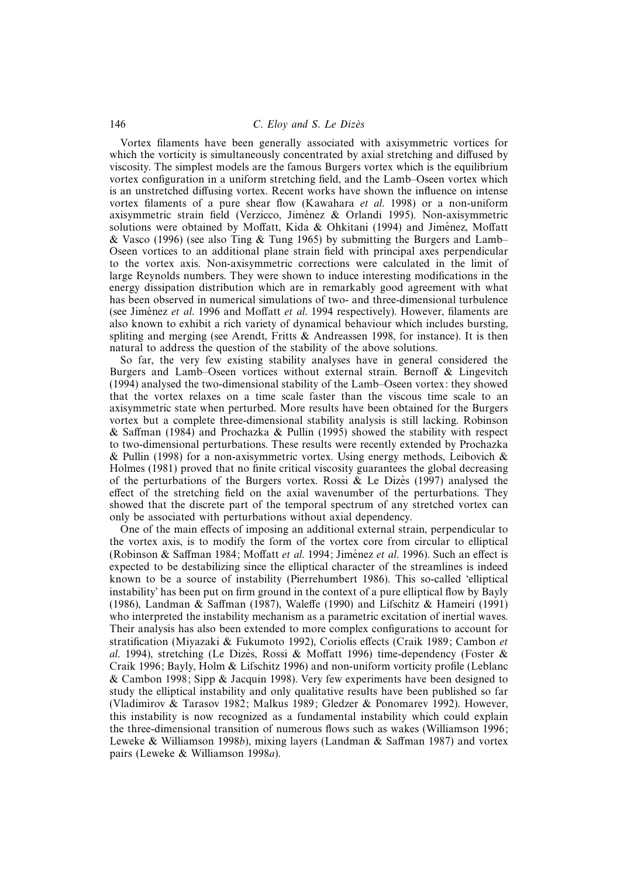Vortex filaments have been generally associated with axisymmetric vortices for which the vorticity is simultaneously concentrated by axial stretching and diffused by viscosity. The simplest models are the famous Burgers vortex which is the equilibrium vortex configuration in a uniform stretching field, and the Lamb–Oseen vortex which is an unstretched diffusing vortex. Recent works have shown the influence on intense vortex filaments of a pure shear flow (Kawahara *et al.* 1998) or a non-uniform axisymmetric strain field (Verzicco, Jiménez & Orlandi 1995). Non-axisymmetric solutions were obtained by Moffatt, Kida & Ohkitani (1994) and Jiménez, Moffatt & Vasco (1996) (see also Ting & Tung 1965) by submitting the Burgers and Lamb–Oseen vortices to an additional plane strain field with principal axes perpendicular to the vortex axis. Non-axisymmetric corrections were calculated in the limit of large Reynolds numbers. They were shown to induce interesting modifications in the energy dissipation distribution which are in remarkably good agreement with what has been observed in numerical simulations of two- and three-dimensional turbulence (see Jiménez *et al.* 1996 and Moffatt *et al.* 1994 respectively). However, filaments are also known to exhibit a rich variety of dynamical behaviour which includes bursting, spliting and merging (see Arendt, Fritts & Andreassen 1998, for instance). It is then natural to address the question of the stability of the above solutions.

So far, the very few existing stability analyses have in general considered the Burgers and Lamb–Oseen vortices without external strain. Bernoff & Lingevitch (1994) analysed the two-dimensional stability of the Lamb–Oseen vortex: they showed that the vortex relaxes on a time scale faster than the viscous time scale to an axisymmetric state when perturbed. More results have been obtained for the Burgers vortex but a complete three-dimensional stability analysis is still lacking. Robinson & Saffman (1984) and Prochazka & Pullin (1995) showed the stability with respect to two-dimensional perturbations. These results were recently extended by Prochazka & Pullin (1998) for a non-axisymmetric vortex. Using energy methods, Leibovich & Holmes (1981) proved that no finite critical viscosity guarantees the global decreasing of the perturbations of the Burgers vortex. Rossi & Le Dizès (1997) analysed the effect of the stretching field on the axial wavenumber of the perturbations. They showed that the discrete part of the temporal spectrum of any stretched vortex can only be associated with perturbations without axial dependency.

One of the main effects of imposing an additional external strain, perpendicular to the vortex axis, is to modify the form of the vortex core from circular to elliptical (Robinson & Saffman 1984; Moffatt *et al.* 1994; Jiménez *et al.* 1996). Such an effect is expected to be destabilizing since the elliptical character of the streamlines is indeed known to be a source of instability (Pierrehumbert 1986). This so-called 'elliptical instability' has been put on firm ground in the context of a pure elliptical flow by Bayly (1986), Landman & Saffman (1987), Waleffe (1990) and Lifschitz & Hameiri (1991) who interpreted the instability mechanism as a parametric excitation of inertial waves. Their analysis has also been extended to more complex configurations to account for stratification (Miyazaki & Fukumoto 1992), Coriolis effects (Craik 1989; Cambon *et al.* 1994), stretching (Le Dizès, Rossi & Moffatt 1996) time-dependency (Foster & Craik 1996; Bayly, Holm & Lifschitz 1996) and non-uniform vorticity profile (Leblanc & Cambon 1998; Sipp & Jacquin 1998). Very few experiments have been designed to study the elliptical instability and only qualitative results have been published so far (Vladimirov & Tarasov 1982; Malkus 1989; Gledzer & Ponomarev 1992). However, this instability is now recognized as a fundamental instability which could explain the three-dimensional transition of numerous flows such as wakes (Williamson 1996; Leweke & Williamson 1998*b*), mixing layers (Landman & Saffman 1987) and vortex pairs (Leweke & Williamson 1998*a*).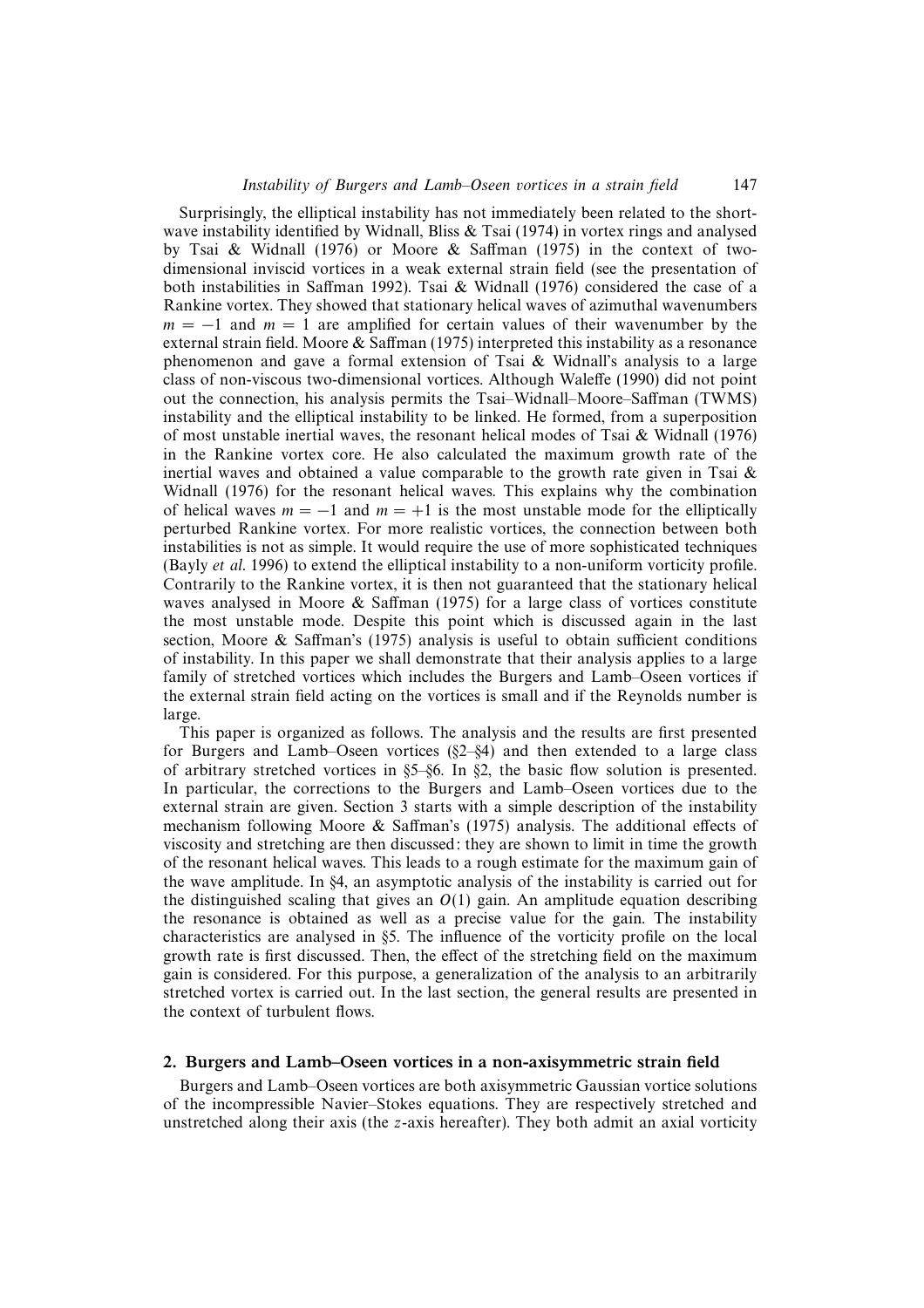Surprisingly, the elliptical instability has not immediately been related to the short-wave instability identified by Widnall, Bliss & Tsai (1974) in vortex rings and analysed by Tsai & Widnall (1976) or Moore & Saffman (1975) in the context of two-dimensional inviscid vortices in a weak external strain field (see the presentation of both instabilities in Saffman 1992). Tsai & Widnall (1976) considered the case of a Rankine vortex. They showed that stationary helical waves of azimuthal wavenumbers $m = -1$ and $m = 1$ are amplified for certain values of their wavenumber by the external strain field. Moore & Saffman (1975) interpreted this instability as a resonance phenomenon and gave a formal extension of Tsai & Widnall's analysis to a large class of non-viscous two-dimensional vortices. Although Waleffe (1990) did not point out the connection, his analysis permits the Tsai–Widnall–Moore–Saffman (TWMS) instability and the elliptical instability to be linked. He formed, from a superposition of most unstable inertial waves, the resonant helical modes of Tsai & Widnall (1976) in the Rankine vortex core. He also calculated the maximum growth rate of the inertial waves and obtained a value comparable to the growth rate given in Tsai & Widnall (1976) for the resonant helical waves. This explains why the combination of helical waves $m = -1$ and $m = +1$ is the most unstable mode for the elliptically perturbed Rankine vortex. For more realistic vortices, the connection between both instabilities is not as simple. It would require the use of more sophisticated techniques (Bayly *et al.* 1996) to extend the elliptical instability to a non-uniform vorticity profile. Contrarily to the Rankine vortex, it is then not guaranteed that the stationary helical waves analysed in Moore & Saffman (1975) for a large class of vortices constitute the most unstable mode. Despite this point which is discussed again in the last section, Moore & Saffman's (1975) analysis is useful to obtain sufficient conditions of instability. In this paper we shall demonstrate that their analysis applies to a large family of stretched vortices which includes the Burgers and Lamb–Oseen vortices if the external strain field acting on the vortices is small and if the Reynolds number is large.

This paper is organized as follows. The analysis and the results are first presented for Burgers and Lamb–Oseen vortices (§2–§4) and then extended to a large class of arbitrary stretched vortices in §5–§6. In §2, the basic flow solution is presented. In particular, the corrections to the Burgers and Lamb–Oseen vortices due to the external strain are given. Section 3 starts with a simple description of the instability mechanism following Moore & Saffman's (1975) analysis. The additional effects of viscosity and stretching are then discussed: they are shown to limit in time the growth of the resonant helical waves. This leads to a rough estimate for the maximum gain of the wave amplitude. In §4, an asymptotic analysis of the instability is carried out for the distinguished scaling that gives an $O(1)$ gain. An amplitude equation describing the resonance is obtained as well as a precise value for the gain. The instability characteristics are analysed in §5. The influence of the vorticity profile on the local growth rate is first discussed. Then, the effect of the stretching field on the maximum gain is considered. For this purpose, a generalization of the analysis to an arbitrarily stretched vortex is carried out. In the last section, the general results are presented in the context of turbulent flows.

## 2. Burgers and Lamb–Oseen vortices in a non-axisymmetric strain field

Burgers and Lamb–Oseen vortices are both axisymmetric Gaussian vortice solutions of the incompressible Navier–Stokes equations. They are respectively stretched and unstretched along their axis (the $z$-axis hereafter). They both admit an axial vorticity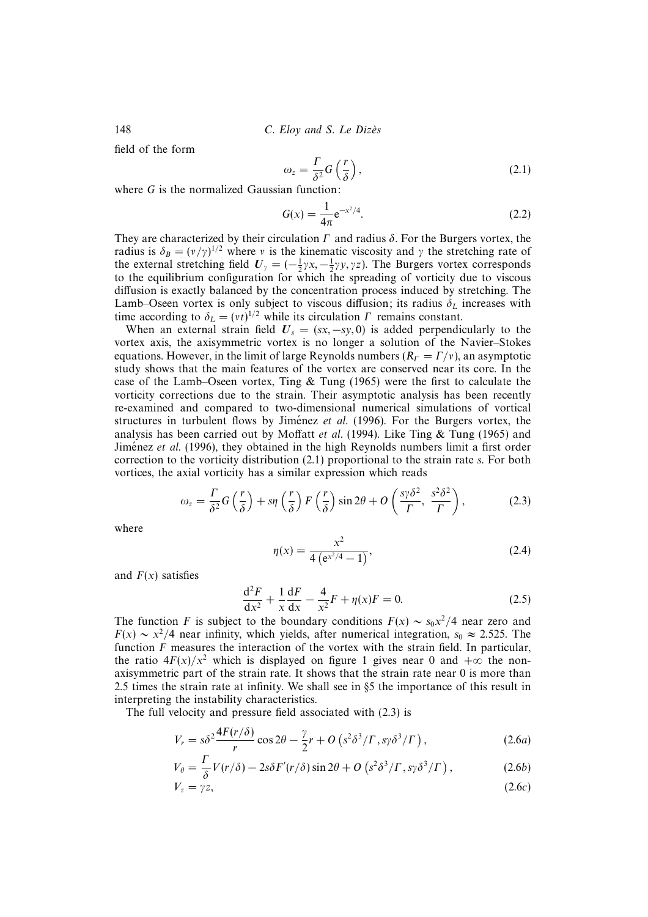field of the form

$$\omega_z = \frac{\Gamma}{\delta^2} G\left(\frac{r}{\delta}\right), \tag{2.1}$$

where $G$ is the normalized Gaussian function:

$$G(x) = \frac{1}{4\pi} \mathrm{e}^{-x^2/4}. \tag{2.2}$$

They are characterized by their circulation $\Gamma$ and radius $\delta$. For the Burgers vortex, the radius is $\delta_B = (\nu/\gamma)^{1/2}$ where $\nu$ is the kinematic viscosity and $\gamma$ the stretching rate of the external stretching field $\boldsymbol{U}_\gamma = (-\frac{1}{2}\gamma x, -\frac{1}{2}\gamma y, \gamma z)$. The Burgers vortex corresponds to the equilibrium configuration for which the spreading of vorticity due to viscous diffusion is exactly balanced by the concentration process induced by stretching. The Lamb–Oseen vortex is only subject to viscous diffusion; its radius $\delta_L$ increases with time according to $\delta_L = (\nu t)^{1/2}$ while its circulation $\Gamma$ remains constant.

When an external strain field $\boldsymbol{U}_s = (sx, -sy, 0)$ is added perpendicularly to the vortex axis, the axisymmetric vortex is no longer a solution of the Navier–Stokes equations. However, in the limit of large Reynolds numbers ($R_\Gamma = \Gamma/\nu$), an asymptotic study shows that the main features of the vortex are conserved near its core. In the case of the Lamb–Oseen vortex, Ting & Tung (1965) were the first to calculate the vorticity corrections due to the strain. Their asymptotic analysis has been recently re-examined and compared to two-dimensional numerical simulations of vortical structures in turbulent flows by Jiménez *et al.* (1996). For the Burgers vortex, the analysis has been carried out by Moffatt *et al.* (1994). Like Ting & Tung (1965) and Jiménez *et al.* (1996), they obtained in the high Reynolds numbers limit a first order correction to the vorticity distribution (2.1) proportional to the strain rate $s$. For both vortices, the axial vorticity has a similar expression which reads

$$\omega_z = \frac{\Gamma}{\delta^2} G\left(\frac{r}{\delta}\right) + s\eta\left(\frac{r}{\delta}\right) F\left(\frac{r}{\delta}\right) \sin 2\theta + O\left(\frac{s\gamma\delta^2}{\Gamma}, \frac{s^2\delta^2}{\Gamma}\right), \tag{2.3}$$

where

$$\eta(x) = \frac{x^2}{4\left(\mathrm{e}^{x^2/4} - 1\right)}, \tag{2.4}$$

and $F(x)$ satisfies

$$\frac{\mathrm{d}^2 F}{\mathrm{d}x^2} + \frac{1}{x}\frac{\mathrm{d}F}{\mathrm{d}x} - \frac{4}{x^2}F + \eta(x)F = 0. \tag{2.5}$$

The function $F$ is subject to the boundary conditions $F(x) \sim s_0 x^2/4$ near zero and $F(x) \sim x^2/4$ near infinity, which yields, after numerical integration, $s_0 \approx 2.525$. The function $F$ measures the interaction of the vortex with the strain field. In particular, the ratio $4F(x)/x^2$ which is displayed on figure 1 gives near 0 and $+\infty$ the non-axisymmetric part of the strain rate. It shows that the strain rate near 0 is more than 2.5 times the strain rate at infinity. We shall see in §5 the importance of this result in interpreting the instability characteristics.

The full velocity and pressure field associated with (2.3) is

$$V_r = s\delta^2 \frac{4F(r/\delta)}{r} \cos 2\theta - \frac{\gamma}{2} r + O\left(s^2\delta^3/\Gamma, s\gamma\delta^3/\Gamma\right), \tag{2.6a}$$

$$V_\theta = \frac{\Gamma}{\delta} V(r/\delta) - 2s\delta F'(r/\delta) \sin 2\theta + O\left(s^2\delta^3/\Gamma, s\gamma\delta^3/\Gamma\right), \tag{2.6b}$$

$$V_z = \gamma z, \tag{2.6c}$$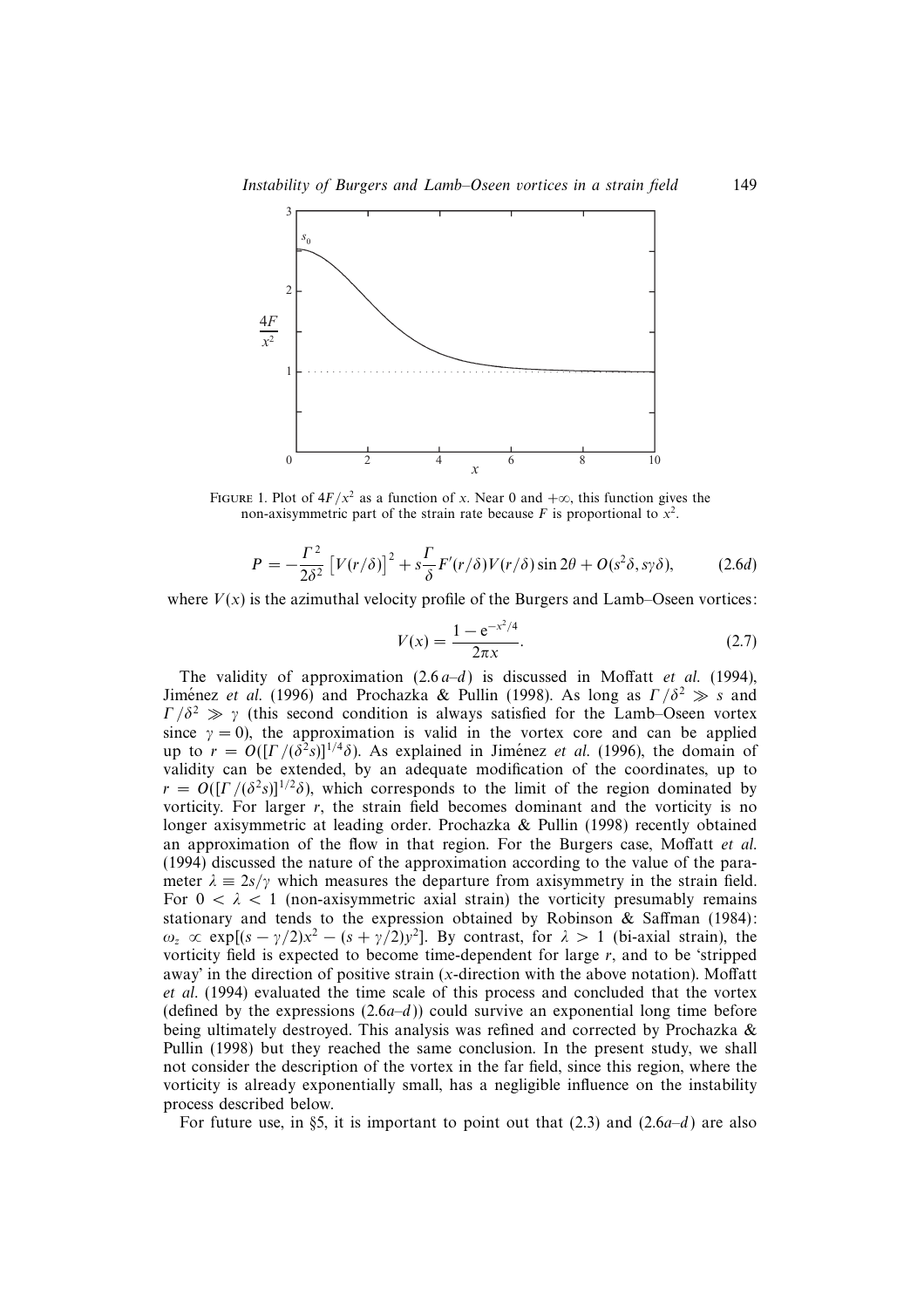FIGURE 1. Plot of $4F/x^2$ as a function of $x$. Near 0 and $+\infty$, this function gives the non-axisymmetric part of the strain rate because $F$ is proportional to $x^2$.

$$P = -\frac{\Gamma^2}{2\delta^2}\left[V(r/\delta)\right]^2 + s\frac{\Gamma}{\delta}F'(r/\delta)V(r/\delta)\sin 2\theta + O(s^2\delta, s\gamma\delta), \qquad (2.6d)$$

where $V(x)$ is the azimuthal velocity profile of the Burgers and Lamb–Oseen vortices:

$$V(x) = \frac{1 - \mathrm{e}^{-x^2/4}}{2\pi x}. \qquad (2.7)$$

The validity of approximation (2.6 *a–d*) is discussed in Moffatt *et al.* (1994), Jiménez *et al.* (1996) and Prochazka & Pullin (1998). As long as $\Gamma/\delta^2 \gg s$ and $\Gamma/\delta^2 \gg \gamma$ (this second condition is always satisfied for the Lamb–Oseen vortex since $\gamma = 0$), the approximation is valid in the vortex core and can be applied up to $r = O([\Gamma/(\delta^2 s)]^{1/4}\delta)$. As explained in Jiménez *et al.* (1996), the domain of validity can be extended, by an adequate modification of the coordinates, up to $r = O([\Gamma/(\delta^2 s)]^{1/2}\delta)$, which corresponds to the limit of the region dominated by vorticity. For larger $r$, the strain field becomes dominant and the vorticity is no longer axisymmetric at leading order. Prochazka & Pullin (1998) recently obtained an approximation of the flow in that region. For the Burgers case, Moffatt *et al.* (1994) discussed the nature of the approximation according to the value of the parameter $\lambda \equiv 2s/\gamma$ which measures the departure from axisymmetry in the strain field. For $0 < \lambda < 1$ (non-axisymmetric axial strain) the vorticity presumably remains stationary and tends to the expression obtained by Robinson & Saffman (1984): $\omega_z \propto \exp[(s - \gamma/2)x^2 - (s + \gamma/2)y^2]$. By contrast, for $\lambda > 1$ (bi-axial strain), the vorticity field is expected to become time-dependent for large $r$, and to be 'stripped away' in the direction of positive strain ($x$-direction with the above notation). Moffatt *et al.* (1994) evaluated the time scale of this process and concluded that the vortex (defined by the expressions (2.6*a–d*)) could survive an exponential long time before being ultimately destroyed. This analysis was refined and corrected by Prochazka & Pullin (1998) but they reached the same conclusion. In the present study, we shall not consider the description of the vortex in the far field, since this region, where the vorticity is already exponentially small, has a negligible influence on the instability process described below.

For future use, in §5, it is important to point out that (2.3) and (2.6*a–d*) are also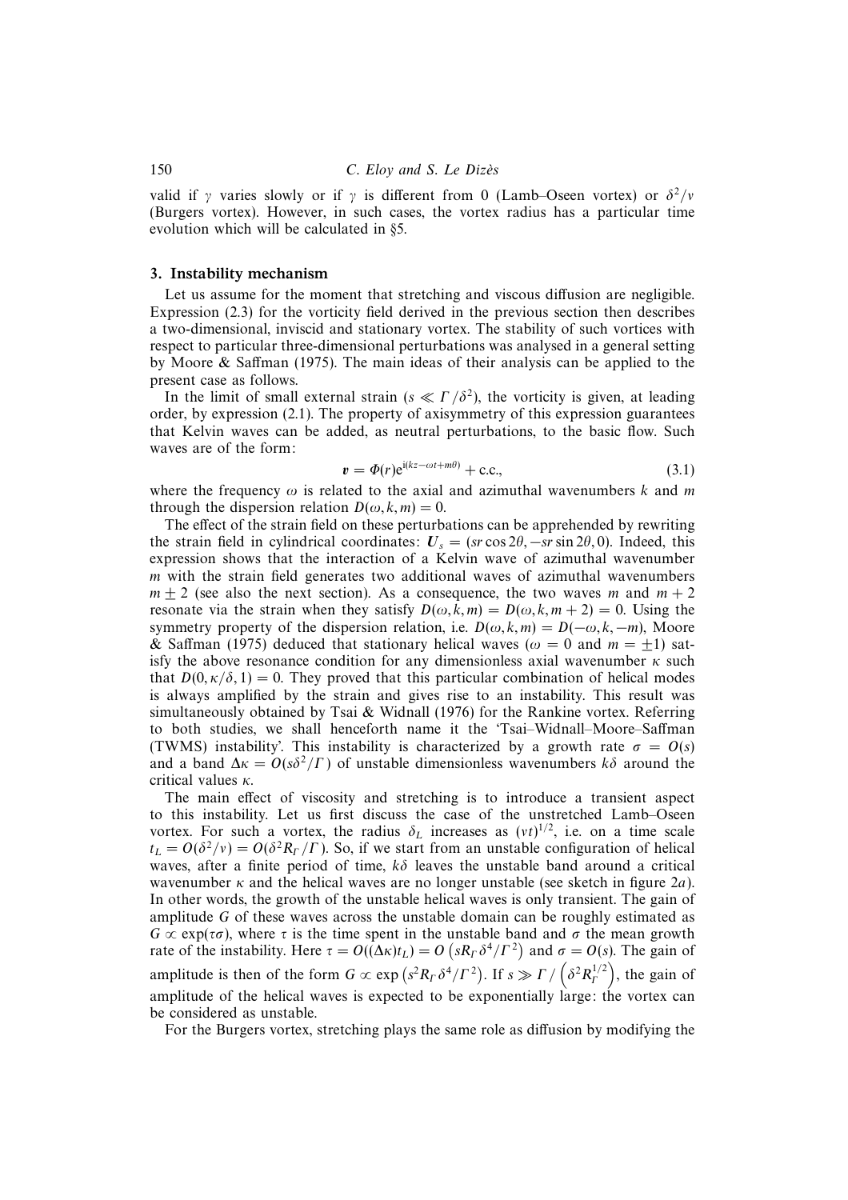valid if $\gamma$ varies slowly or if $\gamma$ is different from 0 (Lamb–Oseen vortex) or $\delta^2/\nu$ (Burgers vortex). However, in such cases, the vortex radius has a particular time evolution which will be calculated in §5.

## 3. Instability mechanism

Let us assume for the moment that stretching and viscous diffusion are negligible. Expression (2.3) for the vorticity field derived in the previous section then describes a two-dimensional, inviscid and stationary vortex. The stability of such vortices with respect to particular three-dimensional perturbations was analysed in a general setting by Moore & Saffman (1975). The main ideas of their analysis can be applied to the present case as follows.

In the limit of small external strain ($s \ll \Gamma/\delta^2$), the vorticity is given, at leading order, by expression (2.1). The property of axisymmetry of this expression guarantees that Kelvin waves can be added, as neutral perturbations, to the basic flow. Such waves are of the form:

$$\boldsymbol{v} = \Phi(r)\mathrm{e}^{\mathrm{i}(kz-\omega t+m\theta)} + \text{c.c.}, \tag{3.1}$$

where the frequency $\omega$ is related to the axial and azimuthal wavenumbers $k$ and $m$ through the dispersion relation $D(\omega, k, m) = 0$.

The effect of the strain field on these perturbations can be apprehended by rewriting the strain field in cylindrical coordinates: $\boldsymbol{U}_s = (sr\cos 2\theta, -sr\sin 2\theta, 0)$. Indeed, this expression shows that the interaction of a Kelvin wave of azimuthal wavenumber $m$ with the strain field generates two additional waves of azimuthal wavenumbers $m \pm 2$ (see also the next section). As a consequence, the two waves $m$ and $m+2$ resonate via the strain when they satisfy $D(\omega, k, m) = D(\omega, k, m+2) = 0$. Using the symmetry property of the dispersion relation, i.e. $D(\omega, k, m) = D(-\omega, k, -m)$, Moore & Saffman (1975) deduced that stationary helical waves ($\omega = 0$ and $m = \pm 1$) satisfy the above resonance condition for any dimensionless axial wavenumber $\kappa$ such that $D(0, \kappa/\delta, 1) = 0$. They proved that this particular combination of helical modes is always amplified by the strain and gives rise to an instability. This result was simultaneously obtained by Tsai & Widnall (1976) for the Rankine vortex. Referring to both studies, we shall henceforth name it the 'Tsai–Widnall–Moore–Saffman (TWMS) instability'. This instability is characterized by a growth rate $\sigma = O(s)$ and a band $\Delta\kappa = O(s\delta^2/\Gamma)$ of unstable dimensionless wavenumbers $k\delta$ around the critical values $\kappa$.

The main effect of viscosity and stretching is to introduce a transient aspect to this instability. Let us first discuss the case of the unstretched Lamb–Oseen vortex. For such a vortex, the radius $\delta_L$ increases as $(\nu t)^{1/2}$, i.e. on a time scale $t_L = O(\delta^2/\nu) = O(\delta^2 R_\Gamma/\Gamma)$. So, if we start from an unstable configuration of helical waves, after a finite period of time, $k\delta$ leaves the unstable band around a critical wavenumber $\kappa$ and the helical waves are no longer unstable (see sketch in figure 2*a*). In other words, the growth of the unstable helical waves is only transient. The gain of amplitude $G$ of these waves across the unstable domain can be roughly estimated as $G \propto \exp(\tau\sigma)$, where $\tau$ is the time spent in the unstable band and $\sigma$ the mean growth rate of the instability. Here $\tau = O((\Delta\kappa)t_L) = O\left(sR_\Gamma\delta^4/\Gamma^2\right)$ and $\sigma = O(s)$. The gain of amplitude is then of the form $G \propto \exp\left(s^2 R_\Gamma \delta^4/\Gamma^2\right)$. If $s \gg \Gamma/\left(\delta^2 R_\Gamma^{1/2}\right)$, the gain of amplitude of the helical waves is expected to be exponentially large: the vortex can be considered as unstable.

For the Burgers vortex, stretching plays the same role as diffusion by modifying the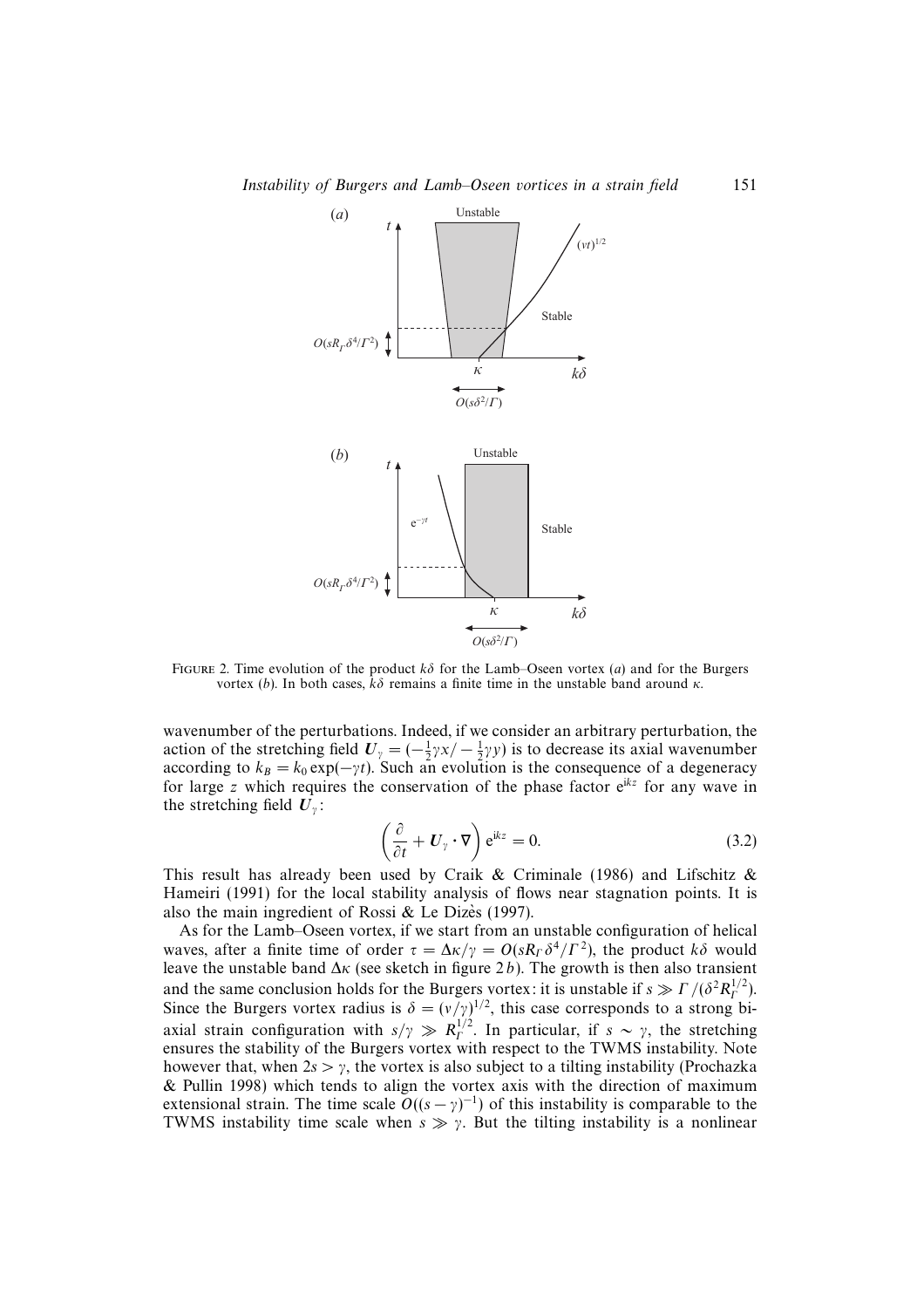FIGURE 2. Time evolution of the product $k\delta$ for the Lamb–Oseen vortex (*a*) and for the Burgers vortex (*b*). In both cases, $k\delta$ remains a finite time in the unstable band around $\kappa$.

wavenumber of the perturbations. Indeed, if we consider an arbitrary perturbation, the action of the stretching field $\boldsymbol{U}_\gamma = (-\frac{1}{2}\gamma x / -\frac{1}{2}\gamma y)$ is to decrease its axial wavenumber according to $k_B = k_0 \exp(-\gamma t)$. Such an evolution is the consequence of a degeneracy for large $z$ which requires the conservation of the phase factor $\mathrm{e}^{\mathrm{i}kz}$ for any wave in the stretching field $\boldsymbol{U}_\gamma$:

$$\left(\frac{\partial}{\partial t} + \boldsymbol{U}_\gamma \cdot \boldsymbol{\nabla}\right) \mathrm{e}^{\mathrm{i}kz} = 0. \tag{3.2}$$

This result has already been used by Craik & Criminale (1986) and Lifschitz & Hameiri (1991) for the local stability analysis of flows near stagnation points. It is also the main ingredient of Rossi & Le Dizès (1997).

As for the Lamb–Oseen vortex, if we start from an unstable configuration of helical waves, after a finite time of order $\tau = \Delta\kappa/\gamma = O(sR_\Gamma \delta^4/\Gamma^2)$, the product $k\delta$ would leave the unstable band $\Delta\kappa$ (see sketch in figure 2*b*). The growth is then also transient and the same conclusion holds for the Burgers vortex: it is unstable if $s \gg \Gamma/(\delta^2 R_\Gamma^{1/2})$. Since the Burgers vortex radius is $\delta = (\nu/\gamma)^{1/2}$, this case corresponds to a strong bi-axial strain configuration with $s/\gamma \gg R_\Gamma^{1/2}$. In particular, if $s \sim \gamma$, the stretching ensures the stability of the Burgers vortex with respect to the TWMS instability. Note however that, when $2s > \gamma$, the vortex is also subject to a tilting instability (Prochazka & Pullin 1998) which tends to align the vortex axis with the direction of maximum extensional strain. The time scale $O((s-\gamma)^{-1})$ of this instability is comparable to the TWMS instability time scale when $s \gg \gamma$. But the tilting instability is a nonlinear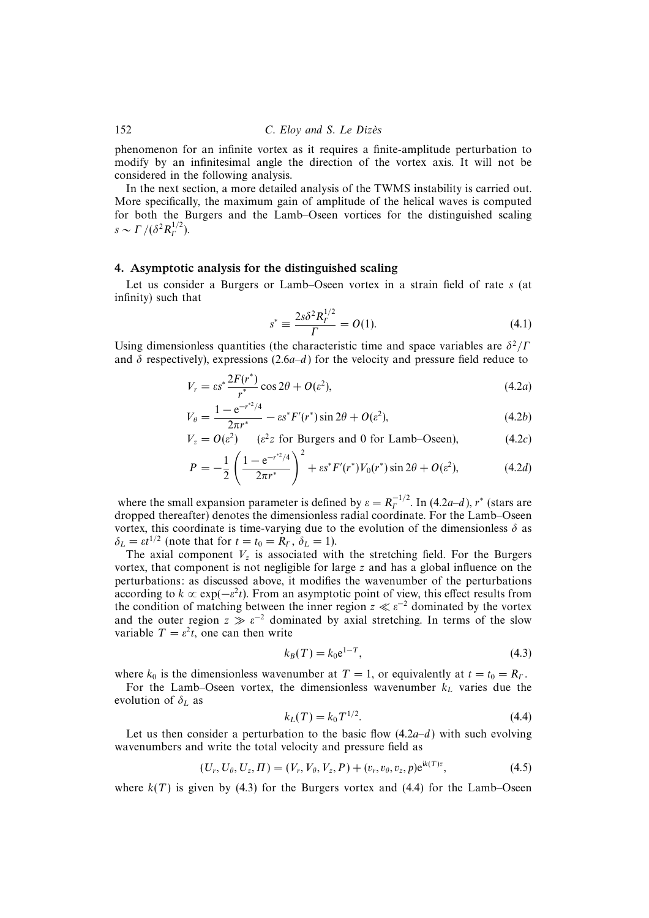phenomenon for an infinite vortex as it requires a finite-amplitude perturbation to modify by an infinitesimal angle the direction of the vortex axis. It will not be considered in the following analysis.

In the next section, a more detailed analysis of the TWMS instability is carried out. More specifically, the maximum gain of amplitude of the helical waves is computed for both the Burgers and the Lamb–Oseen vortices for the distinguished scaling $s \sim \Gamma/(\delta^2 R_\Gamma^{1/2})$.

## 4. Asymptotic analysis for the distinguished scaling

Let us consider a Burgers or Lamb–Oseen vortex in a strain field of rate $s$ (at infinity) such that

$$s^* \equiv \frac{2s\delta^2 R_\Gamma^{1/2}}{\Gamma} = O(1). \tag{4.1}$$

Using dimensionless quantities (the characteristic time and space variables are $\delta^2/\Gamma$ and $\delta$ respectively), expressions (2.6$a$–$d$) for the velocity and pressure field reduce to

$$V_r = \varepsilon s^* \frac{2F(r^*)}{r^*}\cos 2\theta + O(\varepsilon^2), \tag{4.2a}$$

$$V_\theta = \frac{1-\mathrm{e}^{-r^{*2}/4}}{2\pi r^*} - \varepsilon s^* F'(r^*)\sin 2\theta + O(\varepsilon^2), \tag{4.2b}$$

$$V_z = O(\varepsilon^2) \qquad (\varepsilon^2 z \text{ for Burgers and 0 for Lamb–Oseen}), \tag{4.2c}$$

$$P = -\frac{1}{2}\left(\frac{1-\mathrm{e}^{-r^{*2}/4}}{2\pi r^*}\right)^2 + \varepsilon s^* F'(r^*)V_0(r^*)\sin 2\theta + O(\varepsilon^2), \tag{4.2d}$$

where the small expansion parameter is defined by $\varepsilon = R_\Gamma^{-1/2}$. In (4.2$a$–$d$), $r^*$ (stars are dropped thereafter) denotes the dimensionless radial coordinate. For the Lamb–Oseen vortex, this coordinate is time-varying due to the evolution of the dimensionless $\delta$ as $\delta_L = \varepsilon t^{1/2}$ (note that for $t = t_0 = R_\Gamma$, $\delta_L = 1$).

The axial component $V_z$ is associated with the stretching field. For the Burgers vortex, that component is not negligible for large $z$ and has a global influence on the perturbations: as discussed above, it modifies the wavenumber of the perturbations according to $k \propto \exp(-\varepsilon^2 t)$. From an asymptotic point of view, this effect results from the condition of matching between the inner region $z \ll \varepsilon^{-2}$ dominated by the vortex and the outer region $z \gg \varepsilon^{-2}$ dominated by axial stretching. In terms of the slow variable $T = \varepsilon^2 t$, one can then write

$$k_B(T) = k_0 \mathrm{e}^{1-T}, \tag{4.3}$$

where $k_0$ is the dimensionless wavenumber at $T = 1$, or equivalently at $t = t_0 = R_\Gamma$.

For the Lamb–Oseen vortex, the dimensionless wavenumber $k_L$ varies due the evolution of $\delta_L$ as

$$k_L(T) = k_0 T^{1/2}. \tag{4.4}$$

Let us then consider a perturbation to the basic flow (4.2$a$–$d$) with such evolving wavenumbers and write the total velocity and pressure field as

$$(U_r, U_\theta, U_z, \Pi) = (V_r, V_\theta, V_z, P) + (v_r, v_\theta, v_z, p)\mathrm{e}^{\mathrm{i}k(T)z}, \tag{4.5}$$

where $k(T)$ is given by (4.3) for the Burgers vortex and (4.4) for the Lamb–Oseen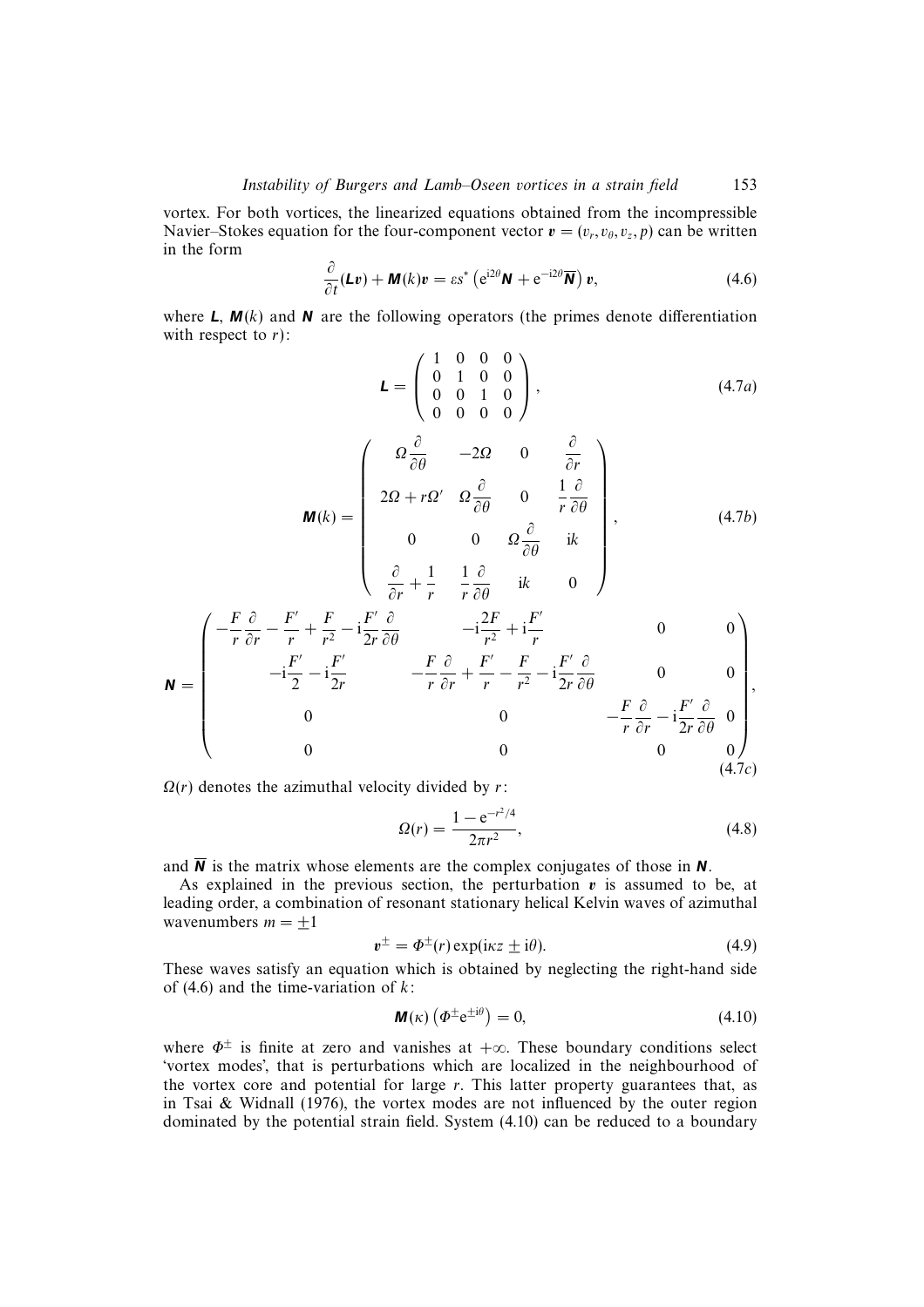vortex. For both vortices, the linearized equations obtained from the incompressible Navier–Stokes equation for the four-component vector $\boldsymbol{v} = (v_r, v_\theta, v_z, p)$ can be written in the form

$$\frac{\partial}{\partial t}(\boldsymbol{L}\boldsymbol{v}) + \boldsymbol{M}(k)\boldsymbol{v} = \varepsilon s^* \left( \mathrm{e}^{\mathrm{i}2\theta} \boldsymbol{N} + \mathrm{e}^{-\mathrm{i}2\theta} \overline{\boldsymbol{N}} \right) \boldsymbol{v}, \tag{4.6}$$

where $\boldsymbol{L}$, $\boldsymbol{M}(k)$ and $\boldsymbol{N}$ are the following operators (the primes denote differentiation with respect to $r$):

$$\boldsymbol{L} = \begin{pmatrix} 1 & 0 & 0 & 0 \\ 0 & 1 & 0 & 0 \\ 0 & 0 & 1 & 0 \\ 0 & 0 & 0 & 0 \end{pmatrix}, \tag{4.7a}$$

$$\boldsymbol{M}(k) = \begin{pmatrix} \Omega \dfrac{\partial}{\partial \theta} & -2\Omega & 0 & \dfrac{\partial}{\partial r} \\ 2\Omega + r\Omega' & \Omega \dfrac{\partial}{\partial \theta} & 0 & \dfrac{1}{r}\dfrac{\partial}{\partial \theta} \\ 0 & 0 & \Omega \dfrac{\partial}{\partial \theta} & \mathrm{i}k \\ \dfrac{\partial}{\partial r} + \dfrac{1}{r} & \dfrac{1}{r}\dfrac{\partial}{\partial \theta} & \mathrm{i}k & 0 \end{pmatrix}, \tag{4.7b}$$

$$\boldsymbol{N} = \begin{pmatrix} -\dfrac{F}{r}\dfrac{\partial}{\partial r} - \dfrac{F'}{r} + \dfrac{F}{r^2} - \mathrm{i}\dfrac{F'}{2r}\dfrac{\partial}{\partial \theta} & -\mathrm{i}\dfrac{2F}{r^2} + \mathrm{i}\dfrac{F'}{r} & 0 & 0 \\ -\mathrm{i}\dfrac{F'}{2} - \mathrm{i}\dfrac{F'}{2r} & -\dfrac{F}{r}\dfrac{\partial}{\partial r} + \dfrac{F'}{r} - \dfrac{F}{r^2} - \mathrm{i}\dfrac{F'}{2r}\dfrac{\partial}{\partial \theta} & 0 & 0 \\ 0 & 0 & -\dfrac{F}{r}\dfrac{\partial}{\partial r} - \mathrm{i}\dfrac{F'}{2r}\dfrac{\partial}{\partial \theta} & 0 \\ 0 & 0 & 0 & 0 \end{pmatrix}, \tag{4.7c}$$

$\Omega(r)$ denotes the azimuthal velocity divided by $r$:

$$\Omega(r) = \frac{1 - \mathrm{e}^{-r^2/4}}{2\pi r^2}, \tag{4.8}$$

and $\overline{\boldsymbol{N}}$ is the matrix whose elements are the complex conjugates of those in $\boldsymbol{N}$.

As explained in the previous section, the perturbation $\boldsymbol{v}$ is assumed to be, at leading order, a combination of resonant stationary helical Kelvin waves of azimuthal wavenumbers $m = \pm 1$

$$\boldsymbol{v}^{\pm} = \Phi^{\pm}(r) \exp(\mathrm{i}\kappa z \pm \mathrm{i}\theta). \tag{4.9}$$

These waves satisfy an equation which is obtained by neglecting the right-hand side of (4.6) and the time-variation of $k$:

$$\boldsymbol{M}(\kappa) \left( \Phi^{\pm} \mathrm{e}^{\pm \mathrm{i}\theta} \right) = 0, \tag{4.10}$$

where $\Phi^{\pm}$ is finite at zero and vanishes at $+\infty$. These boundary conditions select 'vortex modes', that is perturbations which are localized in the neighbourhood of the vortex core and potential for large $r$. This latter property guarantees that, as in Tsai & Widnall (1976), the vortex modes are not influenced by the outer region dominated by the potential strain field. System (4.10) can be reduced to a boundary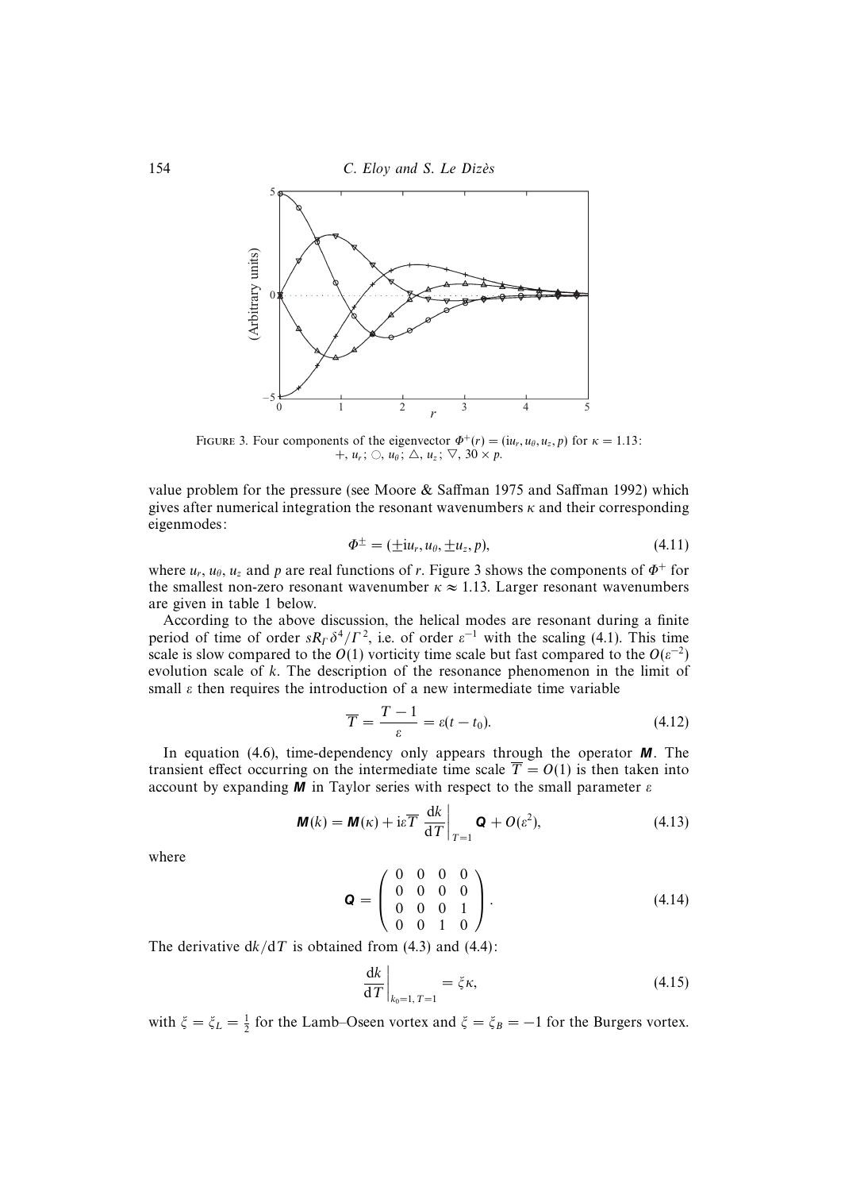FIGURE 3. Four components of the eigenvector $\Phi^+(r) = (\mathrm{i}u_r, u_\theta, u_z, p)$ for $\kappa = 1.13$: $+$, $u_r$; $\bigcirc$, $u_\theta$; $\triangle$, $u_z$; $\nabla$, $30 \times p$.

value problem for the pressure (see Moore & Saffman 1975 and Saffman 1992) which gives after numerical integration the resonant wavenumbers $\kappa$ and their corresponding eigenmodes:

$$\Phi^\pm = (\pm \mathrm{i}u_r, u_\theta, \pm u_z, p), \tag{4.11}$$

where $u_r$, $u_\theta$, $u_z$ and $p$ are real functions of $r$. Figure 3 shows the components of $\Phi^+$ for the smallest non-zero resonant wavenumber $\kappa \approx 1.13$. Larger resonant wavenumbers are given in table 1 below.

According to the above discussion, the helical modes are resonant during a finite period of time of order $sR_\Gamma \delta^4/\Gamma^2$, i.e. of order $\varepsilon^{-1}$ with the scaling (4.1). This time scale is slow compared to the $O(1)$ vorticity time scale but fast compared to the $O(\varepsilon^{-2})$ evolution scale of $k$. The description of the resonance phenomenon in the limit of small $\varepsilon$ then requires the introduction of a new intermediate time variable

$$\overline{T} = \frac{T-1}{\varepsilon} = \varepsilon(t - t_0). \tag{4.12}$$

In equation (4.6), time-dependency only appears through the operator $\boldsymbol{M}$. The transient effect occurring on the intermediate time scale $\overline{T} = O(1)$ is then taken into account by expanding $\boldsymbol{M}$ in Taylor series with respect to the small parameter $\varepsilon$

$$\boldsymbol{M}(k) = \boldsymbol{M}(\kappa) + \mathrm{i}\varepsilon\overline{T}\left.\frac{\mathrm{d}k}{\mathrm{d}T}\right|_{T=1}\boldsymbol{Q} + O(\varepsilon^2), \tag{4.13}$$

where

$$\boldsymbol{Q} = \begin{pmatrix} 0 & 0 & 0 & 0 \\ 0 & 0 & 0 & 0 \\ 0 & 0 & 0 & 1 \\ 0 & 0 & 1 & 0 \end{pmatrix}. \tag{4.14}$$

The derivative $\mathrm{d}k/\mathrm{d}T$ is obtained from (4.3) and (4.4):

$$\left.\frac{\mathrm{d}k}{\mathrm{d}T}\right|_{k_0=1,\,T=1} = \xi\kappa, \tag{4.15}$$

with $\xi = \xi_L = \frac{1}{2}$ for the Lamb–Oseen vortex and $\xi = \xi_B = -1$ for the Burgers vortex.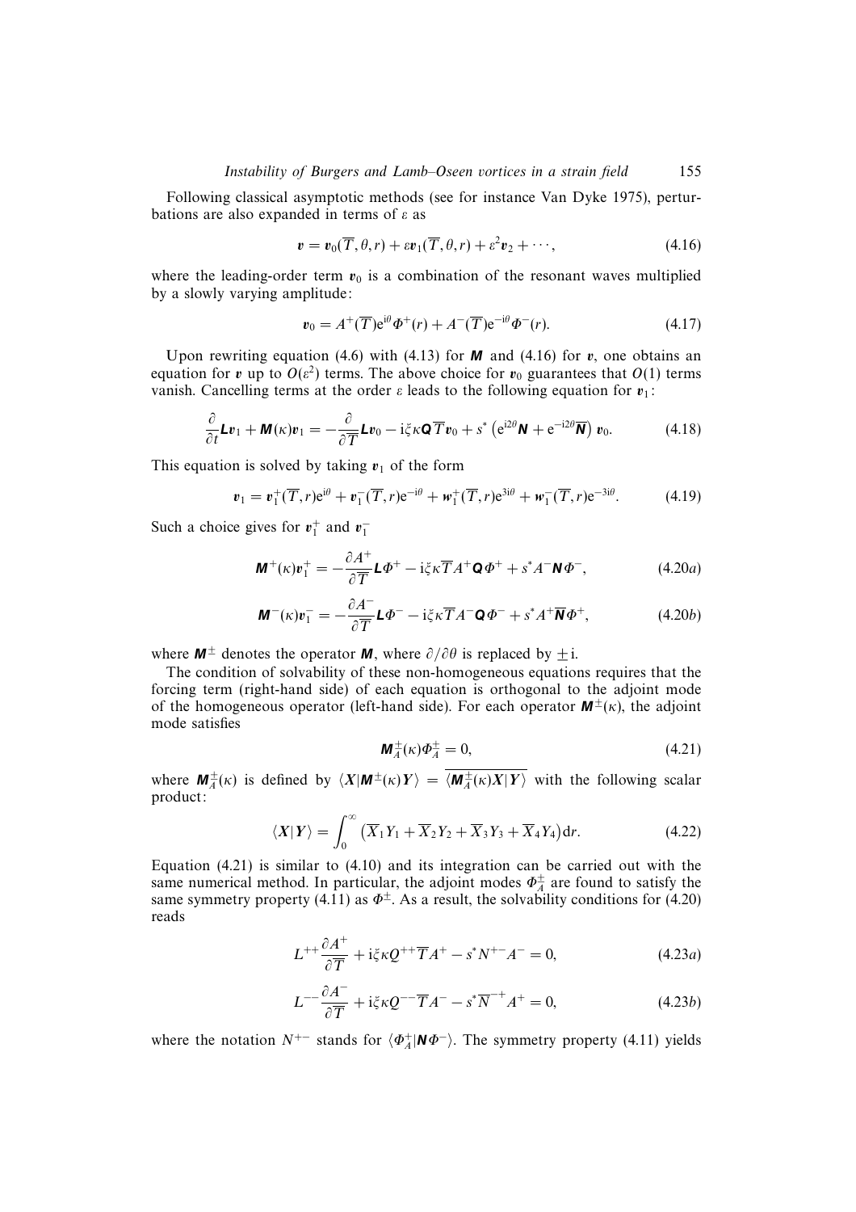Following classical asymptotic methods (see for instance Van Dyke 1975), perturbations are also expanded in terms of $\varepsilon$ as

$$\boldsymbol{v} = \boldsymbol{v}_0(\overline{T}, \theta, r) + \varepsilon \boldsymbol{v}_1(\overline{T}, \theta, r) + \varepsilon^2 \boldsymbol{v}_2 + \cdots, \tag{4.16}$$

where the leading-order term $\boldsymbol{v}_0$ is a combination of the resonant waves multiplied by a slowly varying amplitude:

$$\boldsymbol{v}_0 = A^+(\overline{T}) \mathrm{e}^{\mathrm{i}\theta} \boldsymbol{\Phi}^+(r) + A^-(\overline{T}) \mathrm{e}^{-\mathrm{i}\theta} \boldsymbol{\Phi}^-(r). \tag{4.17}$$

Upon rewriting equation (4.6) with (4.13) for $\boldsymbol{M}$ and (4.16) for $\boldsymbol{v}$, one obtains an equation for $\boldsymbol{v}$ up to $O(\varepsilon^2)$ terms. The above choice for $\boldsymbol{v}_0$ guarantees that $O(1)$ terms vanish. Cancelling terms at the order $\varepsilon$ leads to the following equation for $\boldsymbol{v}_1$:

$$\frac{\partial}{\partial t} \boldsymbol{L} \boldsymbol{v}_1 + \boldsymbol{M}(\kappa) \boldsymbol{v}_1 = -\frac{\partial}{\partial \overline{T}} \boldsymbol{L} \boldsymbol{v}_0 - \mathrm{i}\xi\kappa \boldsymbol{Q} \overline{T} \boldsymbol{v}_0 + s^* \left( \mathrm{e}^{\mathrm{i}2\theta} \boldsymbol{N} + \mathrm{e}^{-\mathrm{i}2\theta} \overline{\boldsymbol{N}} \right) \boldsymbol{v}_0. \tag{4.18}$$

This equation is solved by taking $\boldsymbol{v}_1$ of the form

$$\boldsymbol{v}_1 = \boldsymbol{v}_1^+(\overline{T}, r) \mathrm{e}^{\mathrm{i}\theta} + \boldsymbol{v}_1^-(\overline{T}, r) \mathrm{e}^{-\mathrm{i}\theta} + \boldsymbol{w}_1^+(\overline{T}, r) \mathrm{e}^{3\mathrm{i}\theta} + \boldsymbol{w}_1^-(\overline{T}, r) \mathrm{e}^{-3\mathrm{i}\theta}. \tag{4.19}$$

Such a choice gives for $\boldsymbol{v}_1^+$ and $\boldsymbol{v}_1^-$

$$\boldsymbol{M}^+(\kappa) \boldsymbol{v}_1^+ = -\frac{\partial A^+}{\partial \overline{T}} \boldsymbol{L} \boldsymbol{\Phi}^+ - \mathrm{i}\xi\kappa \overline{T} A^+ \boldsymbol{Q} \boldsymbol{\Phi}^+ + s^* A^- \boldsymbol{N} \boldsymbol{\Phi}^-, \tag{4.20a}$$

$$\boldsymbol{M}^-(\kappa) \boldsymbol{v}_1^- = -\frac{\partial A^-}{\partial \overline{T}} \boldsymbol{L} \boldsymbol{\Phi}^- - \mathrm{i}\xi\kappa \overline{T} A^- \boldsymbol{Q} \boldsymbol{\Phi}^- + s^* A^+ \overline{\boldsymbol{N}} \boldsymbol{\Phi}^+, \tag{4.20b}$$

where $\boldsymbol{M}^\pm$ denotes the operator $\boldsymbol{M}$, where $\partial/\partial\theta$ is replaced by $\pm\mathrm{i}$.

The condition of solvability of these non-homogeneous equations requires that the forcing term (right-hand side) of each equation is orthogonal to the adjoint mode of the homogeneous operator (left-hand side). For each operator $\boldsymbol{M}^\pm(\kappa)$, the adjoint mode satisfies

$$\boldsymbol{M}_A^\pm(\kappa) \boldsymbol{\Phi}_A^\pm = 0, \tag{4.21}$$

where $\boldsymbol{M}_A^\pm(\kappa)$ is defined by $\langle \boldsymbol{X} | \boldsymbol{M}^\pm(\kappa) \boldsymbol{Y} \rangle = \overline{\langle \boldsymbol{M}_A^\pm(\kappa) \boldsymbol{X} | \boldsymbol{Y} \rangle}$ with the following scalar product:

$$\langle \boldsymbol{X} | \boldsymbol{Y} \rangle = \int_0^\infty \left( \overline{X}_1 Y_1 + \overline{X}_2 Y_2 + \overline{X}_3 Y_3 + \overline{X}_4 Y_4 \right) \mathrm{d}r. \tag{4.22}$$

Equation (4.21) is similar to (4.10) and its integration can be carried out with the same numerical method. In particular, the adjoint modes $\boldsymbol{\Phi}_A^\pm$ are found to satisfy the same symmetry property (4.11) as $\boldsymbol{\Phi}^\pm$. As a result, the solvability conditions for (4.20) reads

$$L^{++} \frac{\partial A^+}{\partial \overline{T}} + \mathrm{i}\xi\kappa Q^{++} \overline{T} A^+ - s^* N^{+-} A^- = 0, \tag{4.23a}$$

$$L^{--} \frac{\partial A^-}{\partial \overline{T}} + \mathrm{i}\xi\kappa Q^{--} \overline{T} A^- - s^* \overline{N}^{-+} A^+ = 0, \tag{4.23b}$$

where the notation $N^{+-}$ stands for $\langle \boldsymbol{\Phi}_A^+ | \boldsymbol{N} \boldsymbol{\Phi}^- \rangle$. The symmetry property (4.11) yields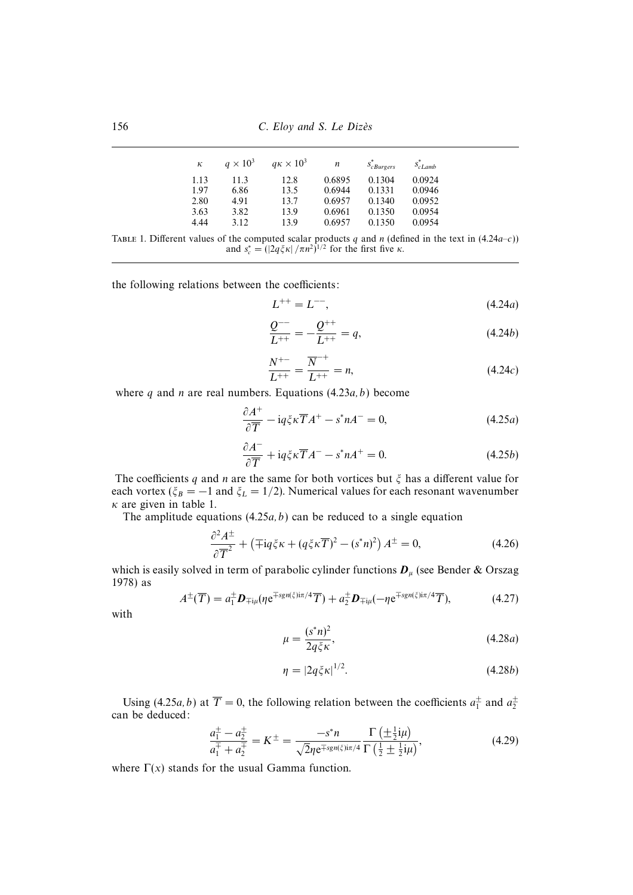| $\kappa$ | $q \times 10^3$ | $q\kappa \times 10^3$ | $n$ | $s^*_{cBurgers}$ | $s^*_{cLamb}$ |
|---|---|---|---|---|---|
| 1.13 | 11.3 | 12.8 | 0.6895 | 0.1304 | 0.0924 |
| 1.97 | 6.86 | 13.5 | 0.6944 | 0.1331 | 0.0946 |
| 2.80 | 4.91 | 13.7 | 0.6957 | 0.1340 | 0.0952 |
| 3.63 | 3.82 | 13.9 | 0.6961 | 0.1350 | 0.0954 |
| 4.44 | 3.12 | 13.9 | 0.6957 | 0.1350 | 0.0954 |

Table 1. Different values of the computed scalar products $q$ and $n$ (defined in the text in (4.24$a$–$c$)) and $s^*_c = (|2q\xi\kappa|/\pi n^2)^{1/2}$ for the first five $\kappa$.

the following relations between the coefficients:

$$L^{++} = L^{--}, \tag{4.24a}$$

$$\frac{Q^{--}}{L^{++}} = -\frac{Q^{++}}{L^{++}} = q, \tag{4.24b}$$

$$\frac{N^{+-}}{L^{++}} = \frac{\overline{N}^{-+}}{L^{++}} = n, \tag{4.24c}$$

where $q$ and $n$ are real numbers. Equations (4.23$a,b$) become

$$\frac{\partial A^+}{\partial \overline{T}} - \mathrm{i}q\xi\kappa\overline{T}A^+ - s^*nA^- = 0, \tag{4.25a}$$

$$\frac{\partial A^-}{\partial \overline{T}} + \mathrm{i}q\xi\kappa\overline{T}A^- - s^*nA^+ = 0. \tag{4.25b}$$

The coefficients $q$ and $n$ are the same for both vortices but $\xi$ has a different value for each vortex ($\xi_B = -1$ and $\xi_L = 1/2$). Numerical values for each resonant wavenumber $\kappa$ are given in table 1.

The amplitude equations (4.25$a,b$) can be reduced to a single equation

$$\frac{\partial^2 A^\pm}{\partial \overline{T}^2} + \left(\mp \mathrm{i}q\xi\kappa + (q\xi\kappa\overline{T})^2 - (s^*n)^2\right)A^\pm = 0, \tag{4.26}$$

which is easily solved in term of parabolic cylinder functions $\boldsymbol{D}_\mu$ (see Bender & Orszag 1978) as

$$A^\pm(\overline{T}) = a_1^\pm \boldsymbol{D}_{\mp\mathrm{i}\mu}(\eta \mathrm{e}^{\mp sgn(\xi)\mathrm{i}\pi/4}\overline{T}) + a_2^\pm \boldsymbol{D}_{\mp\mathrm{i}\mu}(-\eta \mathrm{e}^{\mp sgn(\xi)\mathrm{i}\pi/4}\overline{T}), \tag{4.27}$$

with

$$\mu = \frac{(s^*n)^2}{2q\xi\kappa}, \tag{4.28a}$$

$$\eta = |2q\xi\kappa|^{1/2}. \tag{4.28b}$$

Using (4.25$a,b$) at $\overline{T} = 0$, the following relation between the coefficients $a_1^\pm$ and $a_2^\pm$ can be deduced:

$$\frac{a_1^\pm - a_2^\pm}{a_1^\mp + a_2^\mp} = K^\pm = \frac{-s^*n}{\sqrt{2}\eta \mathrm{e}^{\mp sgn(\xi)\mathrm{i}\pi/4}} \frac{\Gamma\left(\pm\frac{1}{2}\mathrm{i}\mu\right)}{\Gamma\left(\frac{1}{2} \pm \frac{1}{2}\mathrm{i}\mu\right)}, \tag{4.29}$$

where $\Gamma(x)$ stands for the usual Gamma function.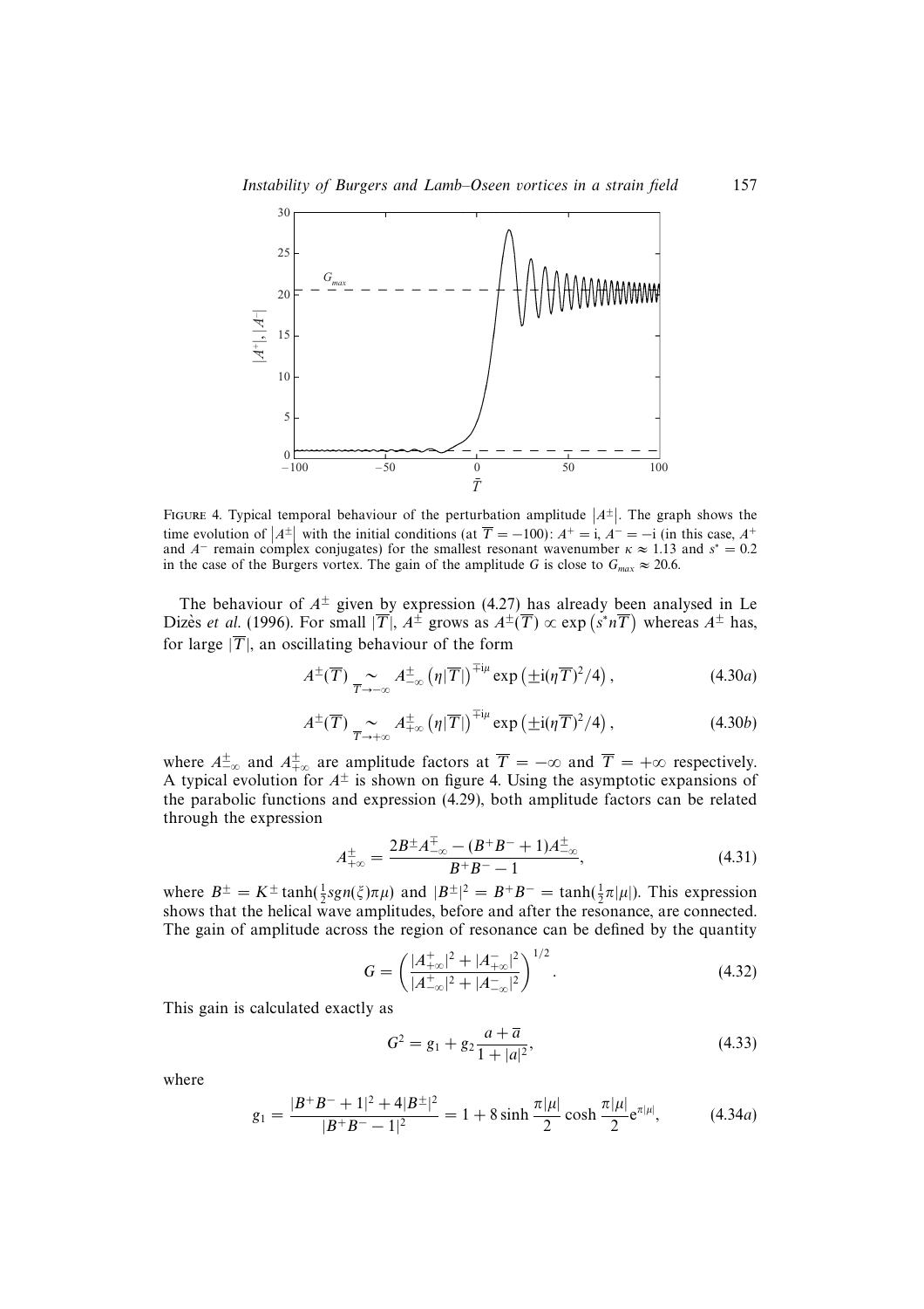FIGURE 4. Typical temporal behaviour of the perturbation amplitude $|A^{\pm}|$. The graph shows the time evolution of $|A^{\pm}|$ with the initial conditions (at $\overline{T} = -100$): $A^+ = \mathrm{i}$, $A^- = -\mathrm{i}$ (in this case, $A^+$ and $A^-$ remain complex conjugates) for the smallest resonant wavenumber $\kappa \approx 1.13$ and $s^* = 0.2$ in the case of the Burgers vortex. The gain of the amplitude $G$ is close to $G_{max} \approx 20.6$.

The behaviour of $A^{\pm}$ given by expression (4.27) has already been analysed in Le Dizès *et al.* (1996). For small $|\overline{T}|$, $A^{\pm}$ grows as $A^{\pm}(\overline{T}) \propto \exp\left(s^* n \overline{T}\right)$ whereas $A^{\pm}$ has, for large $|\overline{T}|$, an oscillating behaviour of the form

$$A^{\pm}(\overline{T}) \underset{\overline{T}\to-\infty}{\sim} A^{\pm}_{-\infty}\left(\eta|\overline{T}|\right)^{\mp \mathrm{i}\mu} \exp\left(\pm \mathrm{i}(\eta\overline{T})^2/4\right), \tag{4.30a}$$

$$A^{\pm}(\overline{T}) \underset{\overline{T}\to+\infty}{\sim} A^{\pm}_{+\infty}\left(\eta|\overline{T}|\right)^{\mp \mathrm{i}\mu} \exp\left(\pm \mathrm{i}(\eta\overline{T})^2/4\right), \tag{4.30b}$$

where $A^{\pm}_{-\infty}$ and $A^{\pm}_{+\infty}$ are amplitude factors at $\overline{T} = -\infty$ and $\overline{T} = +\infty$ respectively. A typical evolution for $A^{\pm}$ is shown on figure 4. Using the asymptotic expansions of the parabolic functions and expression (4.29), both amplitude factors can be related through the expression

$$A^{\pm}_{+\infty} = \frac{2B^{\pm}A^{\mp}_{-\infty} - (B^+B^- + 1)A^{\pm}_{-\infty}}{B^+B^- - 1}, \tag{4.31}$$

where $B^{\pm} = K^{\pm}\tanh(\frac{1}{2}sgn(\xi)\pi\mu)$ and $|B^{\pm}|^2 = B^+B^- = \tanh(\frac{1}{2}\pi|\mu|)$. This expression shows that the helical wave amplitudes, before and after the resonance, are connected. The gain of amplitude across the region of resonance can be defined by the quantity

$$G = \left(\frac{|A^+_{+\infty}|^2 + |A^-_{+\infty}|^2}{|A^+_{-\infty}|^2 + |A^-_{-\infty}|^2}\right)^{1/2}. \tag{4.32}$$

This gain is calculated exactly as

$$G^2 = g_1 + g_2\frac{a + \overline{a}}{1 + |a|^2}, \tag{4.33}$$

where

$$g_1 = \frac{|B^+B^- + 1|^2 + 4|B^{\pm}|^2}{|B^+B^- - 1|^2} = 1 + 8\sinh\frac{\pi|\mu|}{2}\cosh\frac{\pi|\mu|}{2}\mathrm{e}^{\pi|\mu|}, \tag{4.34a}$$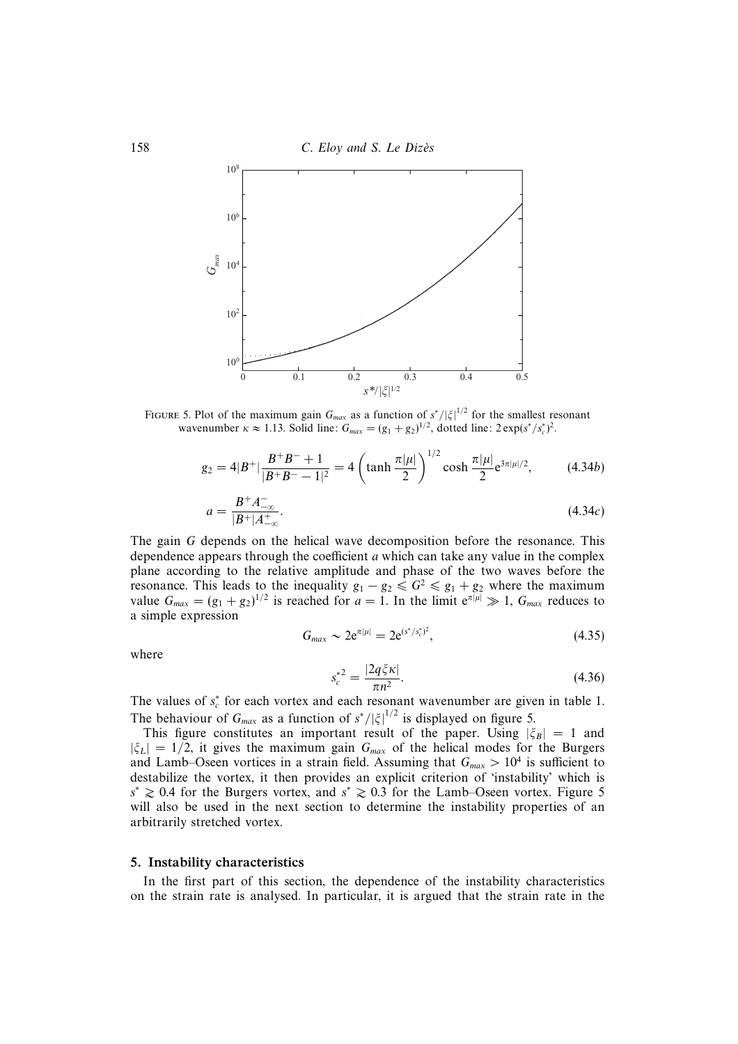FIGURE 5. Plot of the maximum gain $G_{max}$ as a function of $s^*/|\xi|^{1/2}$ for the smallest resonant wavenumber $\kappa \approx 1.13$. Solid line: $G_{max} = (g_1 + g_2)^{1/2}$, dotted line: $2\exp(s^*/s_c^*)^2$.

$$g_2 = 4|B^+|\frac{B^+B^- + 1}{|B^+B^- - 1|^2} = 4\left(\tanh\frac{\pi|\mu|}{2}\right)^{1/2}\cosh\frac{\pi|\mu|}{2}e^{3\pi|\mu|/2}, \tag{4.34b}$$

$$a = \frac{B^+A^-_{-\infty}}{|B^+|A^+_{-\infty}}. \tag{4.34c}$$

The gain $G$ depends on the helical wave decomposition before the resonance. This dependence appears through the coefficient $a$ which can take any value in the complex plane according to the relative amplitude and phase of the two waves before the resonance. This leads to the inequality $g_1 - g_2 \leqslant G^2 \leqslant g_1 + g_2$ where the maximum value $G_{max} = (g_1 + g_2)^{1/2}$ is reached for $a = 1$. In the limit $e^{\pi|\mu|} \gg 1$, $G_{max}$ reduces to a simple expression

$$G_{max} \sim 2e^{\pi|\mu|} = 2e^{(s^*/s_c^*)^2}, \tag{4.35}$$

where

$$s_c^{*2} = \frac{|2q\xi\kappa|}{\pi n^2}. \tag{4.36}$$

The values of $s_c^*$ for each vortex and each resonant wavenumber are given in table 1. The behaviour of $G_{max}$ as a function of $s^*/|\xi|^{1/2}$ is displayed on figure 5.

This figure constitutes an important result of the paper. Using $|\xi_B| = 1$ and $|\xi_L| = 1/2$, it gives the maximum gain $G_{max}$ of the helical modes for the Burgers and Lamb–Oseen vortices in a strain field. Assuming that $G_{max} > 10^4$ is sufficient to destabilize the vortex, it then provides an explicit criterion of 'instability' which is $s^* \gtrsim 0.4$ for the Burgers vortex, and $s^* \gtrsim 0.3$ for the Lamb–Oseen vortex. Figure 5 will also be used in the next section to determine the instability properties of an arbitrarily stretched vortex.

## 5. Instability characteristics

In the first part of this section, the dependence of the instability characteristics on the strain rate is analysed. In particular, it is argued that the strain rate in the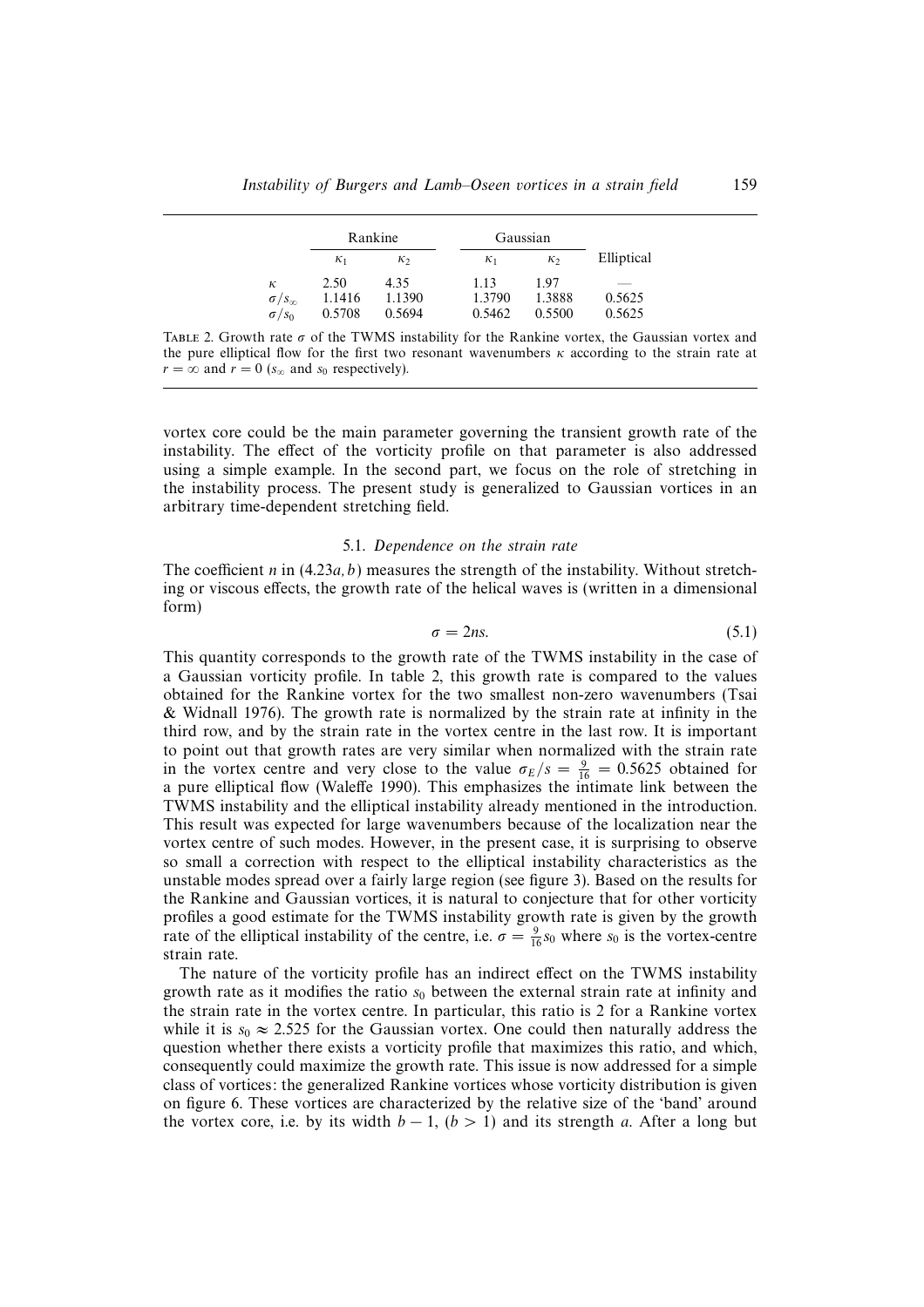|  | Rankine |  | Gaussian |  | Elliptical |
|---|---|---|---|---|---|
|  | $\kappa_1$ | $\kappa_2$ | $\kappa_1$ | $\kappa_2$ |  |
| $\kappa$ | 2.50 | 4.35 | 1.13 | 1.97 | — |
| $\sigma/s_\infty$ | 1.1416 | 1.1390 | 1.3790 | 1.3888 | 0.5625 |
| $\sigma/s_0$ | 0.5708 | 0.5694 | 0.5462 | 0.5500 | 0.5625 |

TABLE 2. Growth rate $\sigma$ of the TWMS instability for the Rankine vortex, the Gaussian vortex and the pure elliptical flow for the first two resonant wavenumbers $\kappa$ according to the strain rate at $r = \infty$ and $r = 0$ ($s_\infty$ and $s_0$ respectively).

vortex core could be the main parameter governing the transient growth rate of the instability. The effect of the vorticity profile on that parameter is also addressed using a simple example. In the second part, we focus on the role of stretching in the instability process. The present study is generalized to Gaussian vortices in an arbitrary time-dependent stretching field.

### 5.1. *Dependence on the strain rate*

The coefficient $n$ in (4.23$a, b$) measures the strength of the instability. Without stretching or viscous effects, the growth rate of the helical waves is (written in a dimensional form)

$$\sigma = 2ns. \tag{5.1}$$

This quantity corresponds to the growth rate of the TWMS instability in the case of a Gaussian vorticity profile. In table 2, this growth rate is compared to the values obtained for the Rankine vortex for the two smallest non-zero wavenumbers (Tsai & Widnall 1976). The growth rate is normalized by the strain rate at infinity in the third row, and by the strain rate in the vortex centre in the last row. It is important to point out that growth rates are very similar when normalized with the strain rate in the vortex centre and very close to the value $\sigma_E/s = \frac{9}{16} = 0.5625$ obtained for a pure elliptical flow (Waleffe 1990). This emphasizes the intimate link between the TWMS instability and the elliptical instability already mentioned in the introduction. This result was expected for large wavenumbers because of the localization near the vortex centre of such modes. However, in the present case, it is surprising to observe so small a correction with respect to the elliptical instability characteristics as the unstable modes spread over a fairly large region (see figure 3). Based on the results for the Rankine and Gaussian vortices, it is natural to conjecture that for other vorticity profiles a good estimate for the TWMS instability growth rate is given by the growth rate of the elliptical instability of the centre, i.e. $\sigma = \frac{9}{16}s_0$ where $s_0$ is the vortex-centre strain rate.

The nature of the vorticity profile has an indirect effect on the TWMS instability growth rate as it modifies the ratio $s_0$ between the external strain rate at infinity and the strain rate in the vortex centre. In particular, this ratio is 2 for a Rankine vortex while it is $s_0 \approx 2.525$ for the Gaussian vortex. One could then naturally address the question whether there exists a vorticity profile that maximizes this ratio, and which, consequently could maximize the growth rate. This issue is now addressed for a simple class of vortices: the generalized Rankine vortices whose vorticity distribution is given on figure 6. These vortices are characterized by the relative size of the 'band' around the vortex core, i.e. by its width $b - 1$, $(b > 1)$ and its strength $a$. After a long but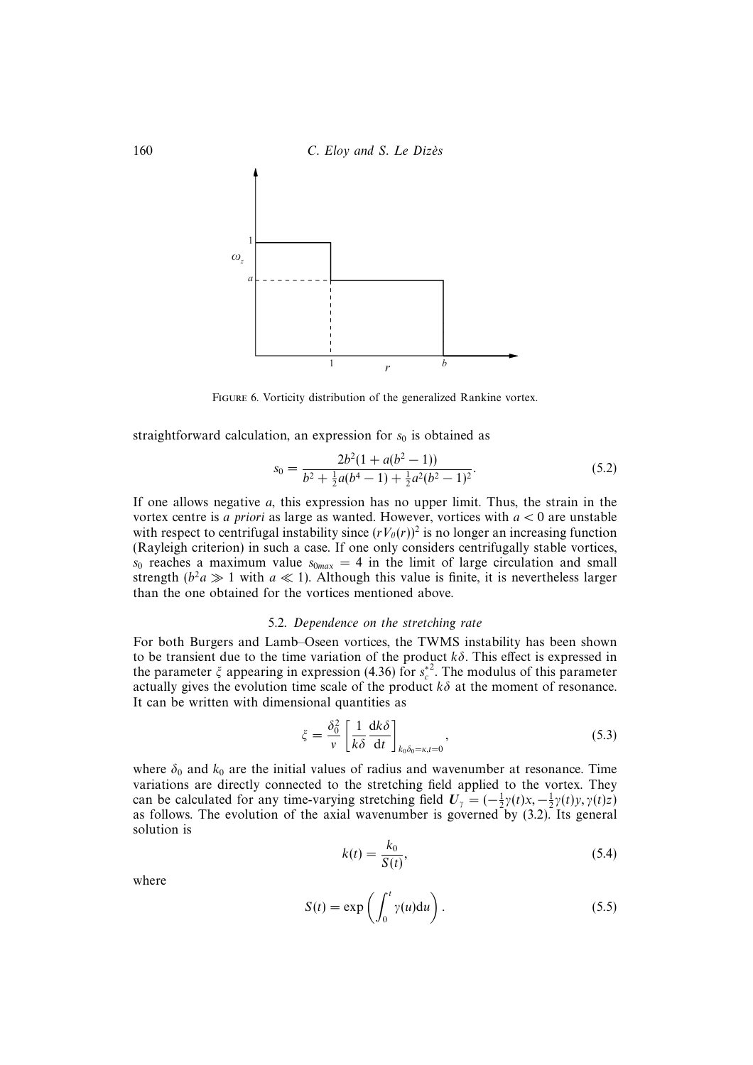FIGURE 6. Vorticity distribution of the generalized Rankine vortex.

straightforward calculation, an expression for $s_0$ is obtained as

$$s_0 = \frac{2b^2(1 + a(b^2 - 1))}{b^2 + \frac{1}{2}a(b^4 - 1) + \frac{1}{2}a^2(b^2 - 1)^2}. \tag{5.2}$$

If one allows negative $a$, this expression has no upper limit. Thus, the strain in the vortex centre is *a priori* as large as wanted. However, vortices with $a < 0$ are unstable with respect to centrifugal instability since $(rV_\theta(r))^2$ is no longer an increasing function (Rayleigh criterion) in such a case. If one only considers centrifugally stable vortices, $s_0$ reaches a maximum value $s_{0max} = 4$ in the limit of large circulation and small strength ($b^2a \gg 1$ with $a \ll 1$). Although this value is finite, it is nevertheless larger than the one obtained for the vortices mentioned above.

### 5.2. *Dependence on the stretching rate*

For both Burgers and Lamb–Oseen vortices, the TWMS instability has been shown to be transient due to the time variation of the product $k\delta$. This effect is expressed in the parameter $\xi$ appearing in expression (4.36) for $s_c^{*2}$. The modulus of this parameter actually gives the evolution time scale of the product $k\delta$ at the moment of resonance. It can be written with dimensional quantities as

$$\xi = \frac{\delta_0^2}{\nu} \left[ \frac{1}{k\delta} \frac{\mathrm{d}k\delta}{\mathrm{d}t} \right]_{k_0\delta_0=\kappa, t=0}, \tag{5.3}$$

where $\delta_0$ and $k_0$ are the initial values of radius and wavenumber at resonance. Time variations are directly connected to the stretching field applied to the vortex. They can be calculated for any time-varying stretching field $\boldsymbol{U}_\gamma = (-\frac{1}{2}\gamma(t)x, -\frac{1}{2}\gamma(t)y, \gamma(t)z)$ as follows. The evolution of the axial wavenumber is governed by (3.2). Its general solution is

$$k(t) = \frac{k_0}{S(t)}, \tag{5.4}$$

where

$$S(t) = \exp\left( \int_0^t \gamma(u)\mathrm{d}u \right). \tag{5.5}$$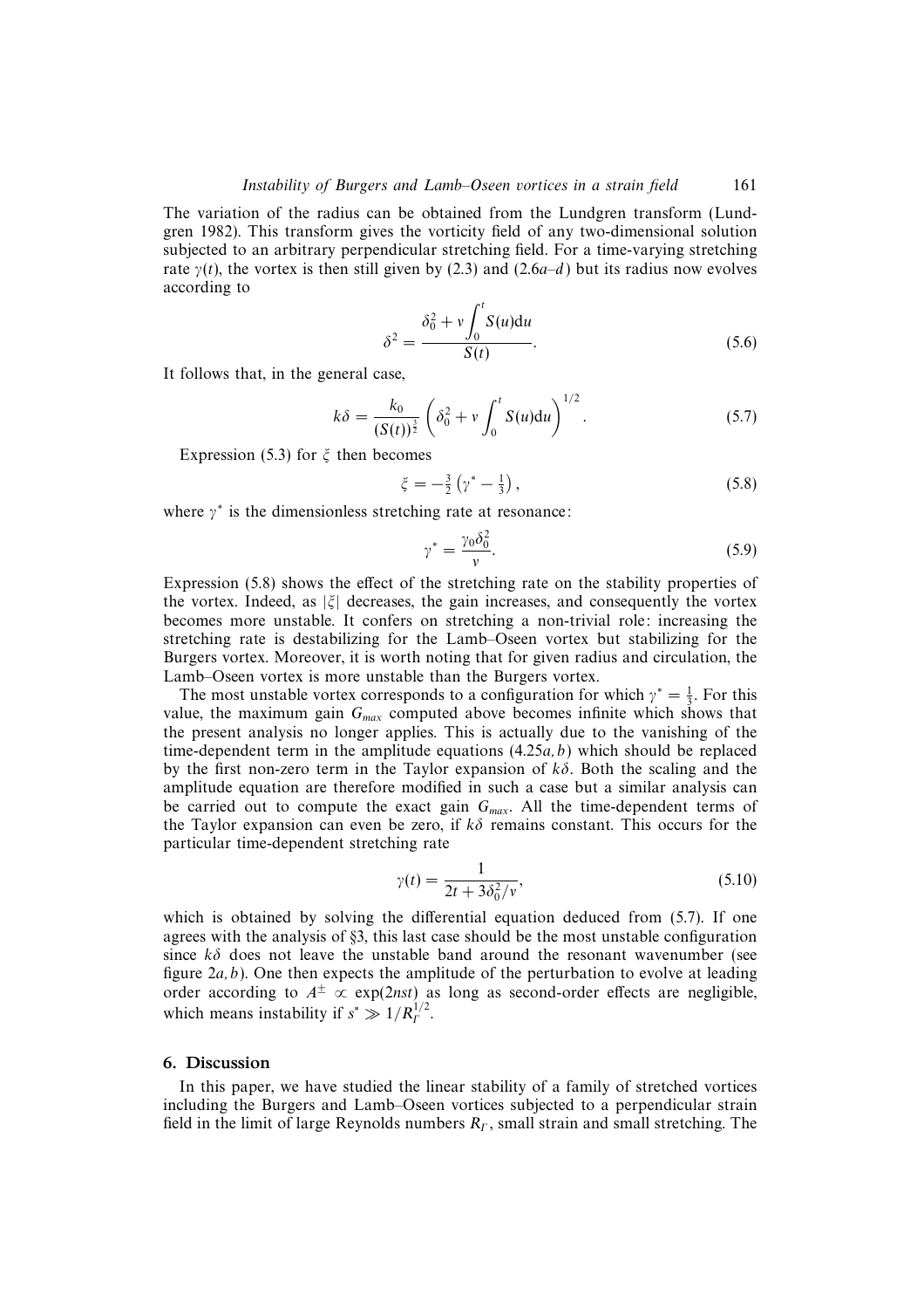The variation of the radius can be obtained from the Lundgren transform (Lundgren 1982). This transform gives the vorticity field of any two-dimensional solution subjected to an arbitrary perpendicular stretching field. For a time-varying stretching rate $\gamma(t)$, the vortex is then still given by (2.3) and (2.6*a–d*) but its radius now evolves according to

$$\delta^2 = \frac{\delta_0^2 + \nu \displaystyle\int_0^t S(u)\mathrm{d}u}{S(t)}. \tag{5.6}$$

It follows that, in the general case,

$$k\delta = \frac{k_0}{(S(t))^{\frac{3}{2}}} \left( \delta_0^2 + \nu \int_0^t S(u)\mathrm{d}u \right)^{1/2}. \tag{5.7}$$

Expression (5.3) for $\xi$ then becomes

$$\xi = -\tfrac{3}{2}\left(\gamma^* - \tfrac{1}{3}\right), \tag{5.8}$$

where $\gamma^*$ is the dimensionless stretching rate at resonance:

$$\gamma^* = \frac{\gamma_0 \delta_0^2}{\nu}. \tag{5.9}$$

Expression (5.8) shows the effect of the stretching rate on the stability properties of the vortex. Indeed, as $|\xi|$ decreases, the gain increases, and consequently the vortex becomes more unstable. It confers on stretching a non-trivial role: increasing the stretching rate is destabilizing for the Lamb–Oseen vortex but stabilizing for the Burgers vortex. Moreover, it is worth noting that for given radius and circulation, the Lamb–Oseen vortex is more unstable than the Burgers vortex.

The most unstable vortex corresponds to a configuration for which $\gamma^* = \frac{1}{3}$. For this value, the maximum gain $G_{max}$ computed above becomes infinite which shows that the present analysis no longer applies. This is actually due to the vanishing of the time-dependent term in the amplitude equations (4.25*a, b*) which should be replaced by the first non-zero term in the Taylor expansion of $k\delta$. Both the scaling and the amplitude equation are therefore modified in such a case but a similar analysis can be carried out to compute the exact gain $G_{max}$. All the time-dependent terms of the Taylor expansion can even be zero, if $k\delta$ remains constant. This occurs for the particular time-dependent stretching rate

$$\gamma(t) = \frac{1}{2t + 3\delta_0^2/\nu}, \tag{5.10}$$

which is obtained by solving the differential equation deduced from (5.7). If one agrees with the analysis of §3, this last case should be the most unstable configuration since $k\delta$ does not leave the unstable band around the resonant wavenumber (see figure 2*a, b*). One then expects the amplitude of the perturbation to evolve at leading order according to $A^{\pm} \propto \exp(2nst)$ as long as second-order effects are negligible, which means instability if $s^* \gg 1/R_\Gamma^{1/2}$.

## 6. Discussion

In this paper, we have studied the linear stability of a family of stretched vortices including the Burgers and Lamb–Oseen vortices subjected to a perpendicular strain field in the limit of large Reynolds numbers $R_\Gamma$, small strain and small stretching. The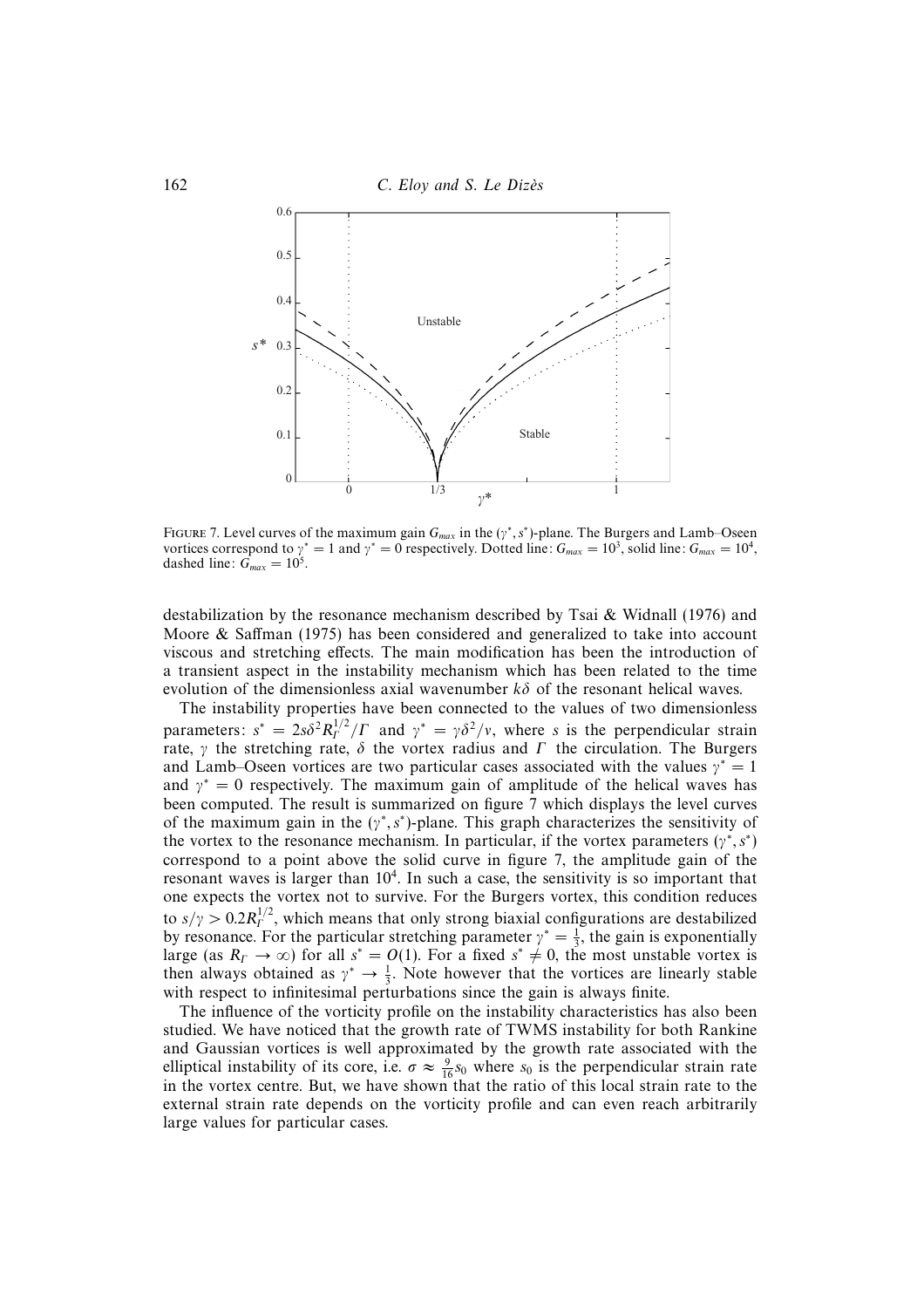FIGURE 7. Level curves of the maximum gain $G_{max}$ in the $(\gamma^*, s^*)$-plane. The Burgers and Lamb–Oseen vortices correspond to $\gamma^* = 1$ and $\gamma^* = 0$ respectively. Dotted line: $G_{max} = 10^3$, solid line: $G_{max} = 10^4$, dashed line: $G_{max} = 10^5$.

destabilization by the resonance mechanism described by Tsai & Widnall (1976) and Moore & Saffman (1975) has been considered and generalized to take into account viscous and stretching effects. The main modification has been the introduction of a transient aspect in the instability mechanism which has been related to the time evolution of the dimensionless axial wavenumber $k\delta$ of the resonant helical waves.

The instability properties have been connected to the values of two dimensionless parameters: $s^* = 2s\delta^2 R_\Gamma^{1/2}/\Gamma$ and $\gamma^* = \gamma\delta^2/\nu$, where $s$ is the perpendicular strain rate, $\gamma$ the stretching rate, $\delta$ the vortex radius and $\Gamma$ the circulation. The Burgers and Lamb–Oseen vortices are two particular cases associated with the values $\gamma^* = 1$ and $\gamma^* = 0$ respectively. The maximum gain of amplitude of the helical waves has been computed. The result is summarized on figure 7 which displays the level curves of the maximum gain in the $(\gamma^*, s^*)$-plane. This graph characterizes the sensitivity of the vortex to the resonance mechanism. In particular, if the vortex parameters $(\gamma^*, s^*)$ correspond to a point above the solid curve in figure 7, the amplitude gain of the resonant waves is larger than $10^4$. In such a case, the sensitivity is so important that one expects the vortex not to survive. For the Burgers vortex, this condition reduces to $s/\gamma > 0.2R_\Gamma^{1/2}$, which means that only strong biaxial configurations are destabilized by resonance. For the particular stretching parameter $\gamma^* = \frac{1}{3}$, the gain is exponentially large (as $R_\Gamma \to \infty$) for all $s^* = O(1)$. For a fixed $s^* \neq 0$, the most unstable vortex is then always obtained as $\gamma^* \to \frac{1}{3}$. Note however that the vortices are linearly stable with respect to infinitesimal perturbations since the gain is always finite.

The influence of the vorticity profile on the instability characteristics has also been studied. We have noticed that the growth rate of TWMS instability for both Rankine and Gaussian vortices is well approximated by the growth rate associated with the elliptical instability of its core, i.e. $\sigma \approx \frac{9}{16}s_0$ where $s_0$ is the perpendicular strain rate in the vortex centre. But, we have shown that the ratio of this local strain rate to the external strain rate depends on the vorticity profile and can even reach arbitrarily large values for particular cases.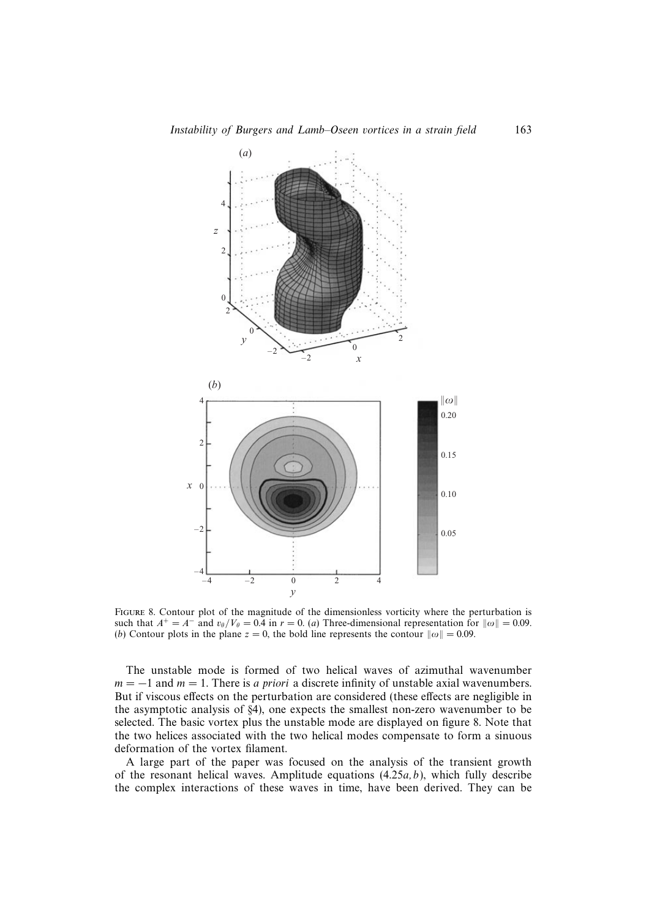FIGURE 8. Contour plot of the magnitude of the dimensionless vorticity where the perturbation is such that $A^+ = A^-$ and $v_\theta/V_\theta = 0.4$ in $r = 0$. (*a*) Three-dimensional representation for $\|\omega\| = 0.09$. (*b*) Contour plots in the plane $z = 0$, the bold line represents the contour $\|\omega\| = 0.09$.

The unstable mode is formed of two helical waves of azimuthal wavenumber $m = -1$ and $m = 1$. There is *a priori* a discrete infinity of unstable axial wavenumbers. But if viscous effects on the perturbation are considered (these effects are negligible in the asymptotic analysis of §4), one expects the smallest non-zero wavenumber to be selected. The basic vortex plus the unstable mode are displayed on figure 8. Note that the two helices associated with the two helical modes compensate to form a sinuous deformation of the vortex filament.

A large part of the paper was focused on the analysis of the transient growth of the resonant helical waves. Amplitude equations (4.25*a, b*), which fully describe the complex interactions of these waves in time, have been derived. They can be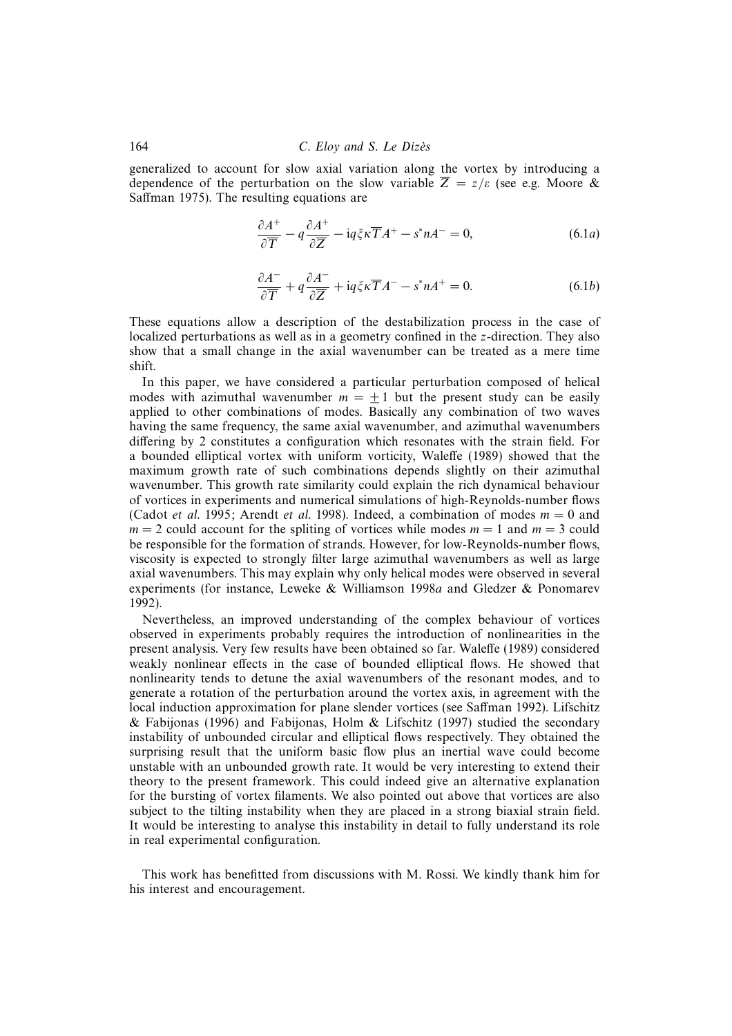generalized to account for slow axial variation along the vortex by introducing a dependence of the perturbation on the slow variable $\overline{Z} = z/\varepsilon$ (see e.g. Moore & Saffman 1975). The resulting equations are

$$\frac{\partial A^+}{\partial \overline{T}} - q\frac{\partial A^+}{\partial \overline{Z}} - \mathrm{i}q\xi\kappa\overline{T}A^+ - s^* n A^- = 0, \tag{6.1a}$$

$$\frac{\partial A^-}{\partial \overline{T}} + q\frac{\partial A^-}{\partial \overline{Z}} + \mathrm{i}q\xi\kappa\overline{T}A^- - s^* n A^+ = 0. \tag{6.1b}$$

These equations allow a description of the destabilization process in the case of localized perturbations as well as in a geometry confined in the $z$-direction. They also show that a small change in the axial wavenumber can be treated as a mere time shift.

In this paper, we have considered a particular perturbation composed of helical modes with azimuthal wavenumber $m = \pm 1$ but the present study can be easily applied to other combinations of modes. Basically any combination of two waves having the same frequency, the same axial wavenumber, and azimuthal wavenumbers differing by 2 constitutes a configuration which resonates with the strain field. For a bounded elliptical vortex with uniform vorticity, Waleffe (1989) showed that the maximum growth rate of such combinations depends slightly on their azimuthal wavenumber. This growth rate similarity could explain the rich dynamical behaviour of vortices in experiments and numerical simulations of high-Reynolds-number flows (Cadot *et al.* 1995; Arendt *et al.* 1998). Indeed, a combination of modes $m = 0$ and $m = 2$ could account for the spliting of vortices while modes $m = 1$ and $m = 3$ could be responsible for the formation of strands. However, for low-Reynolds-number flows, viscosity is expected to strongly filter large azimuthal wavenumbers as well as large axial wavenumbers. This may explain why only helical modes were observed in several experiments (for instance, Leweke & Williamson 1998*a* and Gledzer & Ponomarev 1992).

Nevertheless, an improved understanding of the complex behaviour of vortices observed in experiments probably requires the introduction of nonlinearities in the present analysis. Very few results have been obtained so far. Waleffe (1989) considered weakly nonlinear effects in the case of bounded elliptical flows. He showed that nonlinearity tends to detune the axial wavenumbers of the resonant modes, and to generate a rotation of the perturbation around the vortex axis, in agreement with the local induction approximation for plane slender vortices (see Saffman 1992). Lifschitz & Fabijonas (1996) and Fabijonas, Holm & Lifschitz (1997) studied the secondary instability of unbounded circular and elliptical flows respectively. They obtained the surprising result that the uniform basic flow plus an inertial wave could become unstable with an unbounded growth rate. It would be very interesting to extend their theory to the present framework. This could indeed give an alternative explanation for the bursting of vortex filaments. We also pointed out above that vortices are also subject to the tilting instability when they are placed in a strong biaxial strain field. It would be interesting to analyse this instability in detail to fully understand its role in real experimental configuration.

This work has benefitted from discussions with M. Rossi. We kindly thank him for his interest and encouragement.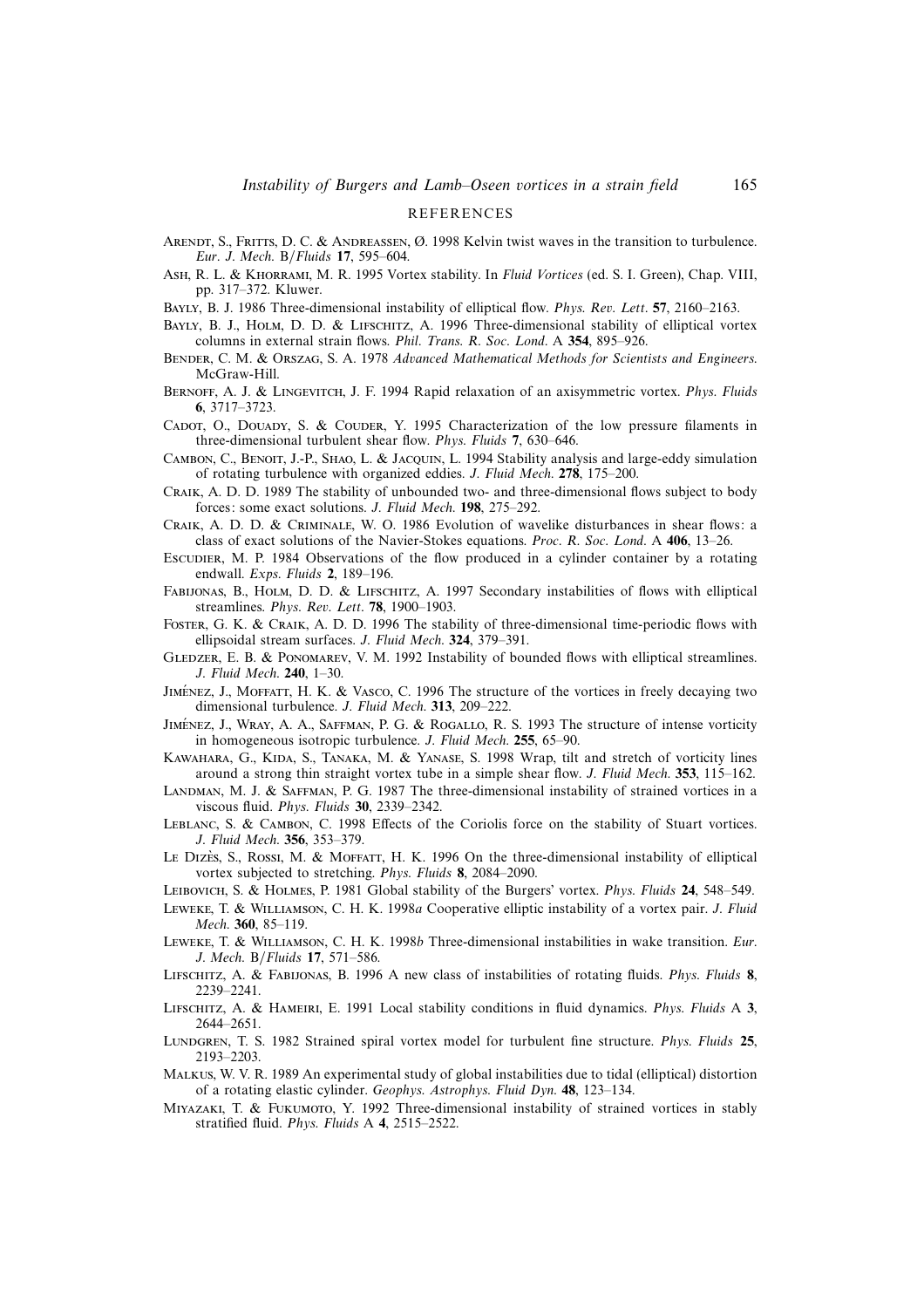## REFERENCES

Arendt, S., Fritts, D. C. & Andreassen, Ø. 1998 Kelvin twist waves in the transition to turbulence. *Eur. J. Mech.* B/*Fluids* **17**, 595–604.

Ash, R. L. & Khorrami, M. R. 1995 Vortex stability. In *Fluid Vortices* (ed. S. I. Green), Chap. VIII, pp. 317–372. Kluwer.

Bayly, B. J. 1986 Three-dimensional instability of elliptical flow. *Phys. Rev. Lett.* **57**, 2160–2163.

Bayly, B. J., Holm, D. D. & Lifschitz, A. 1996 Three-dimensional stability of elliptical vortex columns in external strain flows. *Phil. Trans. R. Soc. Lond.* A **354**, 895–926.

Bender, C. M. & Orszag, S. A. 1978 *Advanced Mathematical Methods for Scientists and Engineers*. McGraw-Hill.

Bernoff, A. J. & Lingevitch, J. F. 1994 Rapid relaxation of an axisymmetric vortex. *Phys. Fluids* **6**, 3717–3723.

Cadot, O., Douady, S. & Couder, Y. 1995 Characterization of the low pressure filaments in three-dimensional turbulent shear flow. *Phys. Fluids* **7**, 630–646.

Cambon, C., Benoit, J.-P., Shao, L. & Jacquin, L. 1994 Stability analysis and large-eddy simulation of rotating turbulence with organized eddies. *J. Fluid Mech.* **278**, 175–200.

Craik, A. D. D. 1989 The stability of unbounded two- and three-dimensional flows subject to body forces: some exact solutions. *J. Fluid Mech.* **198**, 275–292.

Craik, A. D. D. & Criminale, W. O. 1986 Evolution of wavelike disturbances in shear flows: a class of exact solutions of the Navier-Stokes equations. *Proc. R. Soc. Lond.* A **406**, 13–26.

Escudier, M. P. 1984 Observations of the flow produced in a cylinder container by a rotating endwall. *Exps. Fluids* **2**, 189–196.

Fabijonas, B., Holm, D. D. & Lifschitz, A. 1997 Secondary instabilities of flows with elliptical streamlines. *Phys. Rev. Lett.* **78**, 1900–1903.

Foster, G. K. & Craik, A. D. D. 1996 The stability of three-dimensional time-periodic flows with ellipsoidal stream surfaces. *J. Fluid Mech.* **324**, 379–391.

Gledzer, E. B. & Ponomarev, V. M. 1992 Instability of bounded flows with elliptical streamlines. *J. Fluid Mech.* **240**, 1–30.

Jiménez, J., Moffatt, H. K. & Vasco, C. 1996 The structure of the vortices in freely decaying two dimensional turbulence. *J. Fluid Mech.* **313**, 209–222.

Jiménez, J., Wray, A. A., Saffman, P. G. & Rogallo, R. S. 1993 The structure of intense vorticity in homogeneous isotropic turbulence. *J. Fluid Mech.* **255**, 65–90.

Kawahara, G., Kida, S., Tanaka, M. & Yanase, S. 1998 Wrap, tilt and stretch of vorticity lines around a strong thin straight vortex tube in a simple shear flow. *J. Fluid Mech.* **353**, 115–162.

Landman, M. J. & Saffman, P. G. 1987 The three-dimensional instability of strained vortices in a viscous fluid. *Phys. Fluids* **30**, 2339–2342.

Leblanc, S. & Cambon, C. 1998 Effects of the Coriolis force on the stability of Stuart vortices. *J. Fluid Mech.* **356**, 353–379.

Le Dizès, S., Rossi, M. & Moffatt, H. K. 1996 On the three-dimensional instability of elliptical vortex subjected to stretching. *Phys. Fluids* **8**, 2084–2090.

Leibovich, S. & Holmes, P. 1981 Global stability of the Burgers' vortex. *Phys. Fluids* **24**, 548–549.

Leweke, T. & Williamson, C. H. K. 1998*a* Cooperative elliptic instability of a vortex pair. *J. Fluid Mech.* **360**, 85–119.

Leweke, T. & Williamson, C. H. K. 1998*b* Three-dimensional instabilities in wake transition. *Eur. J. Mech.* B/*Fluids* **17**, 571–586.

Lifschitz, A. & Fabijonas, B. 1996 A new class of instabilities of rotating fluids. *Phys. Fluids* **8**, 2239–2241.

Lifschitz, A. & Hameiri, E. 1991 Local stability conditions in fluid dynamics. *Phys. Fluids* A **3**, 2644–2651.

Lundgren, T. S. 1982 Strained spiral vortex model for turbulent fine structure. *Phys. Fluids* **25**, 2193–2203.

Malkus, W. V. R. 1989 An experimental study of global instabilities due to tidal (elliptical) distortion of a rotating elastic cylinder. *Geophys. Astrophys. Fluid Dyn.* **48**, 123–134.

Miyazaki, T. & Fukumoto, Y. 1992 Three-dimensional instability of strained vortices in stably stratified fluid. *Phys. Fluids* A **4**, 2515–2522.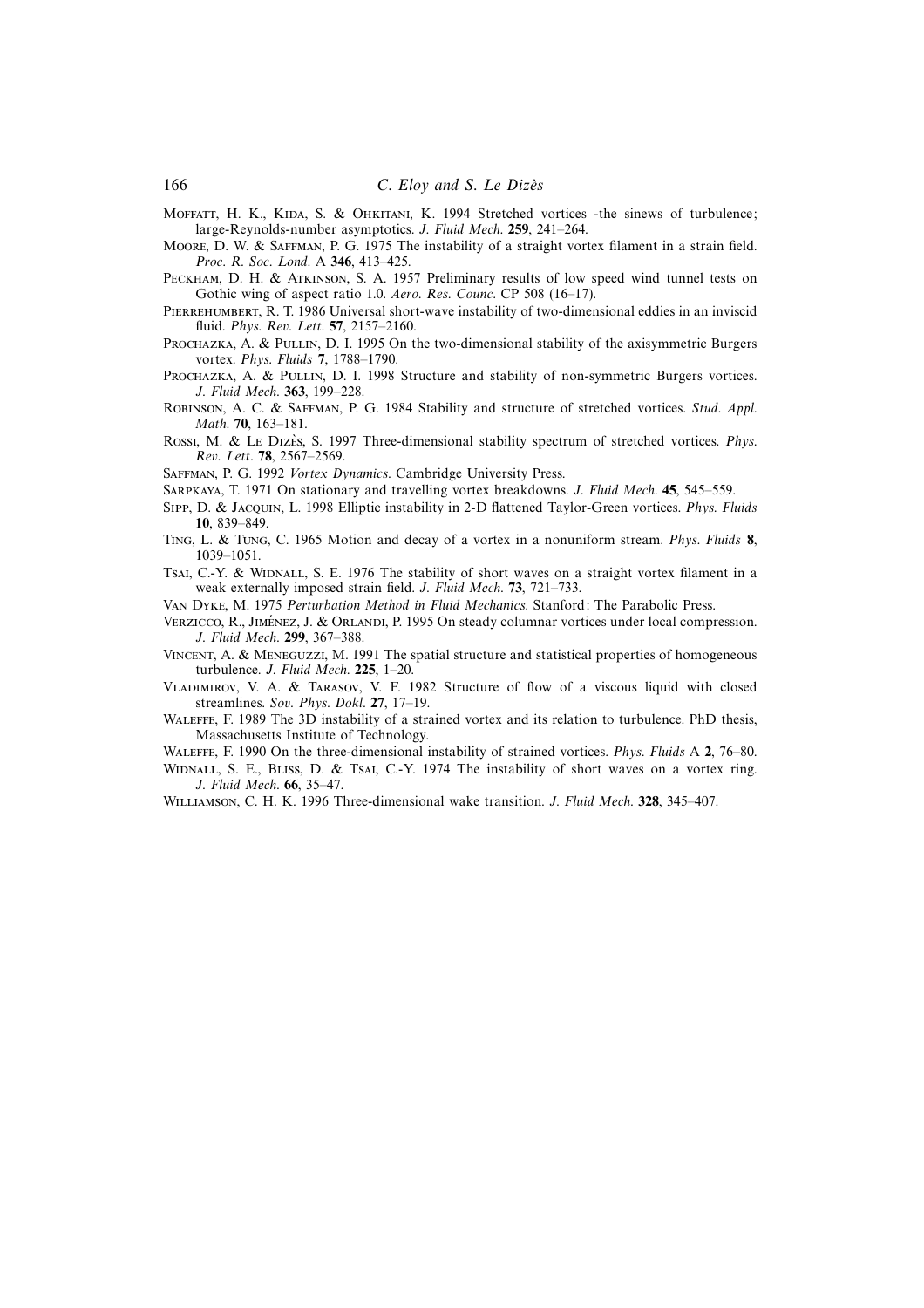Moffatt, H. K., Kida, S. & Ohkitani, K. 1994 Stretched vortices -the sinews of turbulence; large-Reynolds-number asymptotics. *J. Fluid Mech.* **259**, 241–264.

Moore, D. W. & Saffman, P. G. 1975 The instability of a straight vortex filament in a strain field. *Proc. R. Soc. Lond.* A **346**, 413–425.

Peckham, D. H. & Atkinson, S. A. 1957 Preliminary results of low speed wind tunnel tests on Gothic wing of aspect ratio 1.0. *Aero. Res. Counc.* CP 508 (16–17).

Pierrehumbert, R. T. 1986 Universal short-wave instability of two-dimensional eddies in an inviscid fluid. *Phys. Rev. Lett.* **57**, 2157–2160.

Prochazka, A. & Pullin, D. I. 1995 On the two-dimensional stability of the axisymmetric Burgers vortex. *Phys. Fluids* **7**, 1788–1790.

Prochazka, A. & Pullin, D. I. 1998 Structure and stability of non-symmetric Burgers vortices. *J. Fluid Mech.* **363**, 199–228.

Robinson, A. C. & Saffman, P. G. 1984 Stability and structure of stretched vortices. *Stud. Appl. Math.* **70**, 163–181.

Rossi, M. & Le Dizès, S. 1997 Three-dimensional stability spectrum of stretched vortices. *Phys. Rev. Lett*. **78**, 2567–2569.

Saffman, P. G. 1992 *Vortex Dynamics*. Cambridge University Press.

Sarpkaya, T. 1971 On stationary and travelling vortex breakdowns. *J. Fluid Mech.* **45**, 545–559.

Sipp, D. & Jacquin, L. 1998 Elliptic instability in 2-D flattened Taylor-Green vortices. *Phys. Fluids* **10**, 839–849.

Ting, L. & Tung, C. 1965 Motion and decay of a vortex in a nonuniform stream. *Phys. Fluids* **8**, 1039–1051.

Tsai, C.-Y. & Widnall, S. E. 1976 The stability of short waves on a straight vortex filament in a weak externally imposed strain field. *J. Fluid Mech.* **73**, 721–733.

Van Dyke, M. 1975 *Perturbation Method in Fluid Mechanics*. Stanford: The Parabolic Press.

Verzicco, R., Jiménez, J. & Orlandi, P. 1995 On steady columnar vortices under local compression. *J. Fluid Mech.* **299**, 367–388.

Vincent, A. & Meneguzzi, M. 1991 The spatial structure and statistical properties of homogeneous turbulence. *J. Fluid Mech.* **225**, 1–20.

Vladimirov, V. A. & Tarasov, V. F. 1982 Structure of flow of a viscous liquid with closed streamlines. *Sov. Phys. Dokl.* **27**, 17–19.

Waleffe, F. 1989 The 3D instability of a strained vortex and its relation to turbulence. PhD thesis, Massachusetts Institute of Technology.

Waleffe, F. 1990 On the three-dimensional instability of strained vortices. *Phys. Fluids* A **2**, 76–80.

Widnall, S. E., Bliss, D. & Tsai, C.-Y. 1974 The instability of short waves on a vortex ring. *J. Fluid Mech.* **66**, 35–47.

Williamson, C. H. K. 1996 Three-dimensional wake transition. *J. Fluid Mech.* **328**, 345–407.